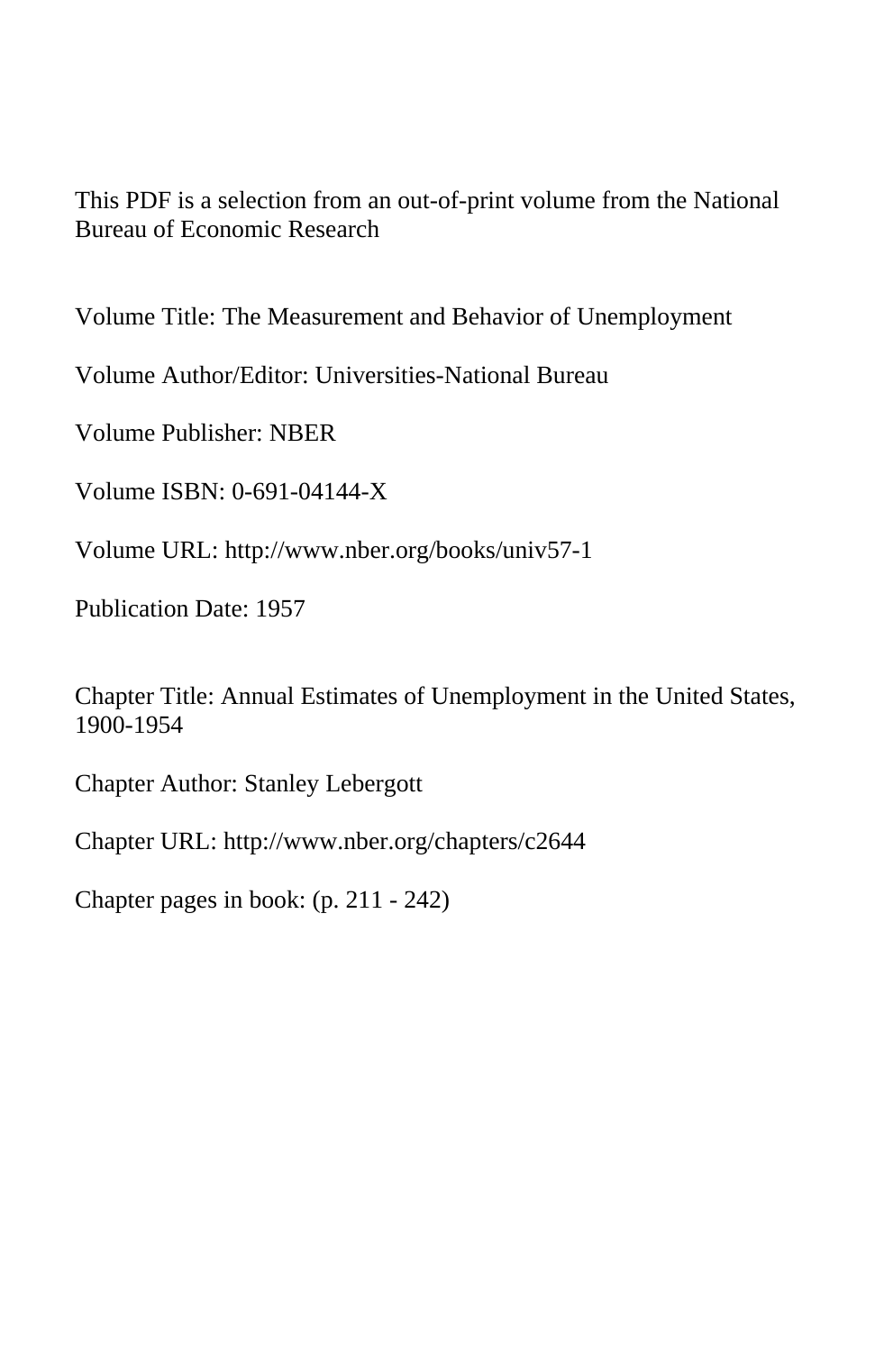This PDF is a selection from an out-of-print volume from the National Bureau of Economic Research

Volume Title: The Measurement and Behavior of Unemployment

Volume Author/Editor: Universities-National Bureau

Volume Publisher: NBER

Volume ISBN: 0-691-04144-X

Volume URL: http://www.nber.org/books/univ57-1

Publication Date: 1957

Chapter Title: Annual Estimates of Unemployment in the United States, 1900-1954

Chapter Author: Stanley Lebergott

Chapter URL: http://www.nber.org/chapters/c2644

Chapter pages in book: (p. 211 - 242)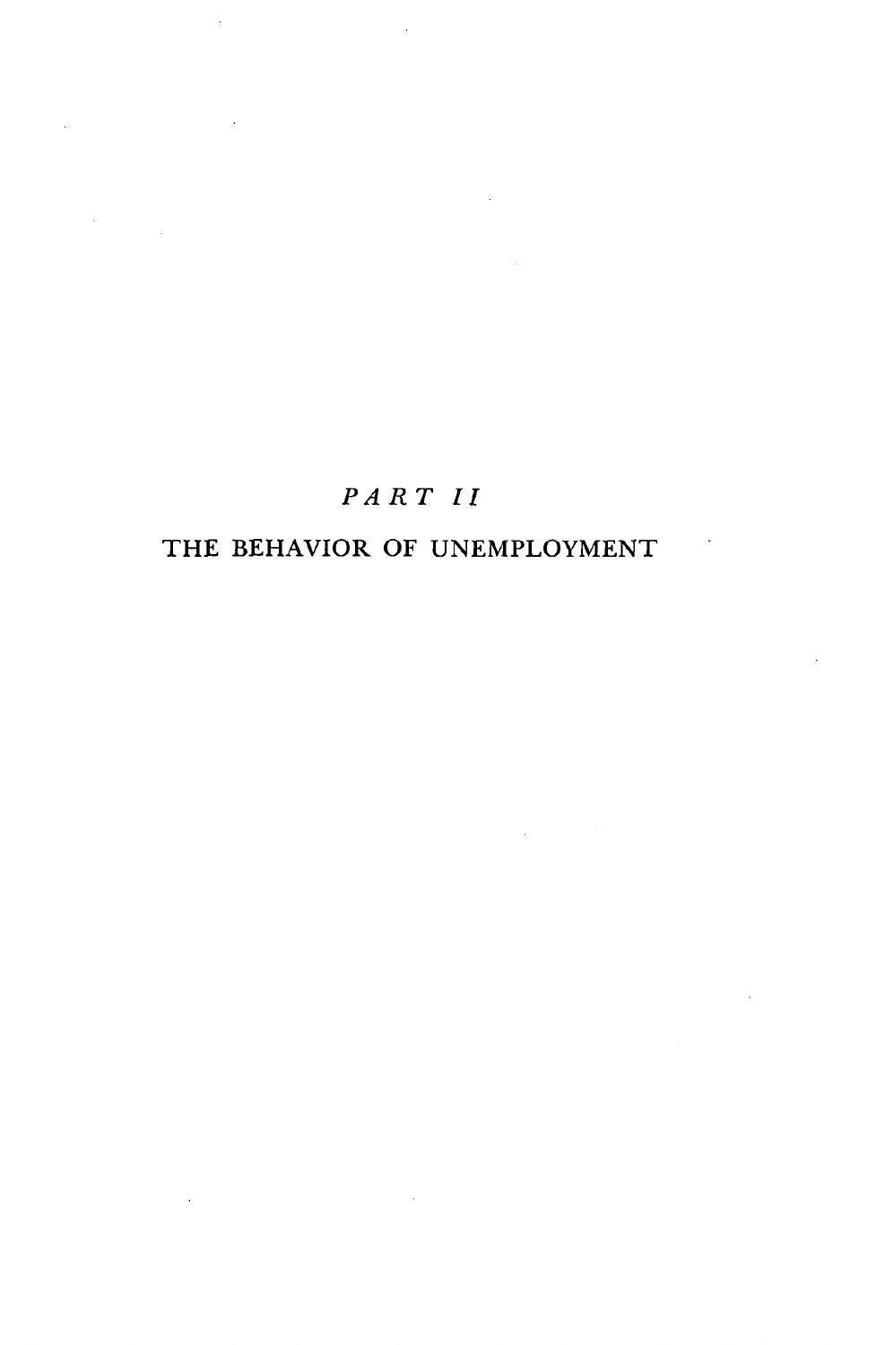# *PART II*

# THE BEHAVIOR OF UNEMPLOYMENT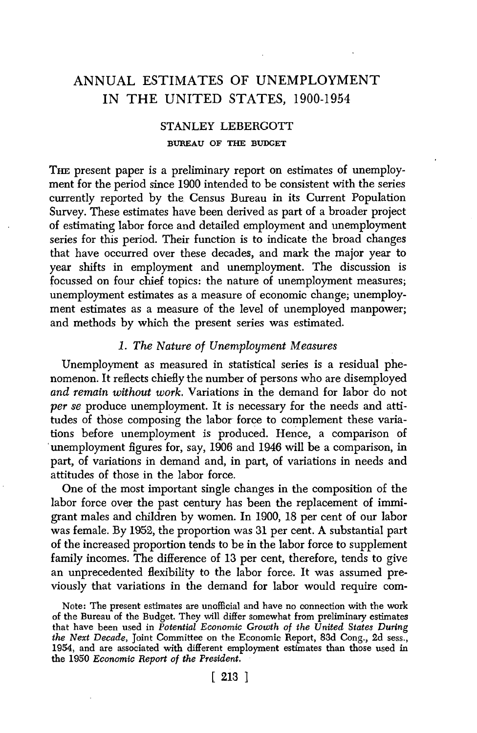# ANNUAL ESTIMATES OF UNEMPLOYMENT IN THE UNITED STATES, 1900-1954

STANLEY LEBERGOTT

BUREAU OF THE BUDGET

THE present paper is a preliminary report on estimates of unemployment for the period since 1900 intended to be consistent with the series currently reported by the Census Bureau in its Current Population Survey. These estimates have been derived as part of a broader project of estimating labor force and detailed employment and unemployment series for this period. Their function is to indicate the broad changes that have occurred over these decades, and mark the major year to year shifts in employment and unemployment. The discussion is focussed on four chief topics: the nature of unemployment measures; unemployment estimates as a measure of economic change; unemployment estimates as a measure of the level of unemployed manpower; and methods by which the present series was estimated.

## *1. The Nature of Unemployment Measures*

Unemployment as measured in statistical series is a residual phenomenon. It reflects chiefly the number of persons who are disemployed *and remain without work*. Variations in the demand for labor do not *per se* produce unemployment. It is necessary for the needs and attitudes of those composing the labor force to complement these variations before unemployment is produced. Hence, a comparison of unemployment figures for, say, 1906 and 1946 will be a comparison, in part, of variations in demand and, in part, of variations in needs and attitudes of those in the labor force.

One of the most important single changes in the composition of the labor force over the past century has been the replacement of immigrant males and children by women. In 1900, 18 per cent of our labor was female. By 1952, the proportion was 31 per cent. A substantial part of the increased proportion tends to be in the labor force to supplement family incomes. The difference of 13 per cent, therefore, tends to give an unprecedented flexibility to the labor force. It was assumed previously that variations in the demand for labor would require com-

Note: The present estimates are unofficial and have no connection with the work of the Bureau of the Budget. They will differ somewhat from preliminary estimates that have been used in *Potential Economic Growth of the United States During the Next Decade*, Joint Committee on the Economic Report, 83d Cong., 2d sess., 1954, and are associated with different employment estimates than those used in the 1950 *Economic Report of the President*.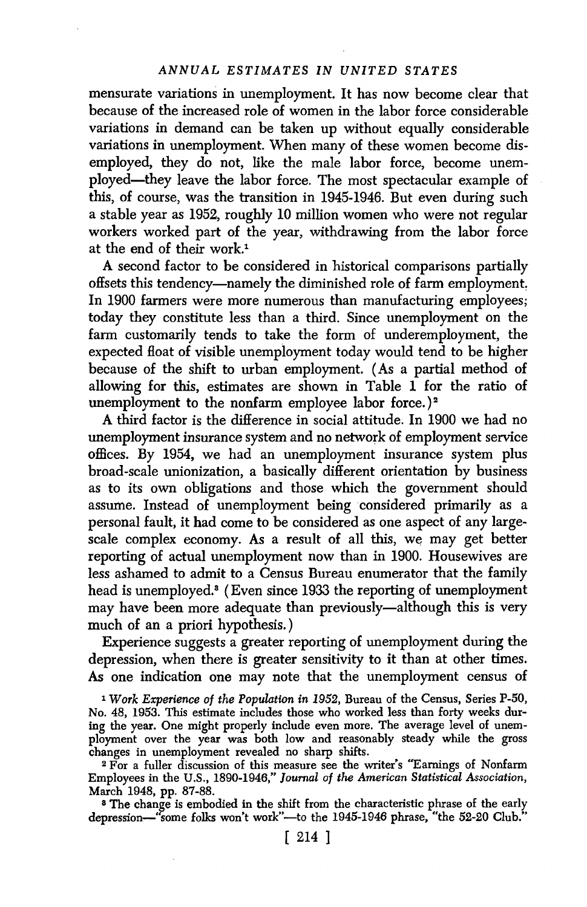mensurate variations in unemployment. It has now become clear that because of the increased role of women in the labor force considerable variations in demand can be taken up without equally considerable variations in unemployment. When many of these women become disemployed, they do not, like the male labor force, become unemployed—they leave the labor force. The most spectacular example of this, of course, was the transition in 1945-1946. But even during such a stable year as 1952, roughly 10 million women who were not regular workers worked part of the year, withdrawing from the labor force at the end of their work.[1]

A second factor to be considered in historical comparisons partially offsets this tendency—namely the diminished role of farm employment. In 1900 farmers were more numerous than manufacturing employees; today they constitute less than a third. Since unemployment on the farm customarily tends to take the form of underemployment, the expected float of visible unemployment today would tend to be higher because of the shift to urban employment. (As a partial method of allowing for this, estimates are shown in Table 1 for the ratio of unemployment to the nonfarm employee labor force.)[2]

A third factor is the difference in social attitude. In 1900 we had no unemployment insurance system and no network of employment service offices. By 1954, we had an unemployment insurance system plus broad-scale unionization, a basically different orientation by business as to its own obligations and those which the government should assume. Instead of unemployment being considered primarily as a personal fault, it had come to be considered as one aspect of any large-scale complex economy. As a result of all this, we may get better reporting of actual unemployment now than in 1900. Housewives are less ashamed to admit to a Census Bureau enumerator that the family head is unemployed.[3] (Even since 1933 the reporting of unemployment may have been more adequate than previously—although this is very much of an a priori hypothesis.)

Experience suggests a greater reporting of unemployment during the depression, when there is greater sensitivity to it than at other times. As one indication one may note that the unemployment census of

[1] *Work Experience of the Population in 1952*, Bureau of the Census, Series P-50, No. 48, 1953. This estimate includes those who worked less than forty weeks during the year. One might properly include even more. The average level of unemployment over the year was both low and reasonably steady while the gross changes in unemployment revealed no sharp shifts.

[2] For a fuller discussion of this measure see the writer's "Earnings of Nonfarm Employees in the U.S., 1890-1946," *Journal of the American Statistical Association*, March 1948, pp. 87-88.

[3] The change is embodied in the shift from the characteristic phrase of the early depression—"some folks won't work"—to the 1945-1946 phrase, "the 52-20 Club."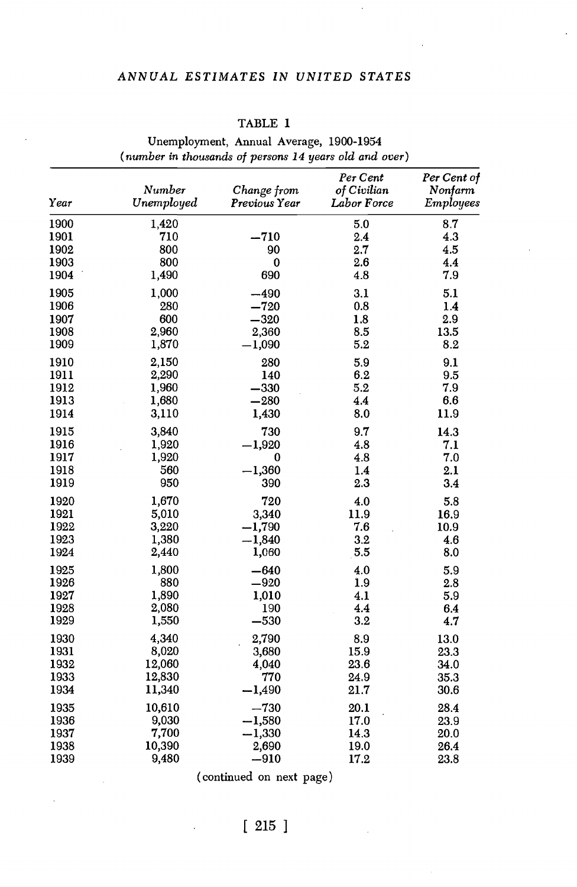TABLE 1

Unemployment, Annual Average, 1900-1954

(*number in thousands of persons 14 years old and over*)

| Year | *Number Unemployed* | *Change from Previous Year* | *Per Cent of Civilian Labor Force* | *Per Cent of Nonfarm Employees* |
|---|---|---|---|---|
| 1900 | 1,420 | | 5.0 | 8.7 |
| 1901 | 710 | −710 | 2.4 | 4.3 |
| 1902 | 800 | 90 | 2.7 | 4.5 |
| 1903 | 800 | 0 | 2.6 | 4.4 |
| 1904 | 1,490 | 690 | 4.8 | 7.9 |
| 1905 | 1,000 | −490 | 3.1 | 5.1 |
| 1906 | 280 | −720 | 0.8 | 1.4 |
| 1907 | 600 | −320 | 1.8 | 2.9 |
| 1908 | 2,960 | 2,360 | 8.5 | 13.5 |
| 1909 | 1,870 | −1,090 | 5.2 | 8.2 |
| 1910 | 2,150 | 280 | 5.9 | 9.1 |
| 1911 | 2,290 | 140 | 6.2 | 9.5 |
| 1912 | 1,960 | −330 | 5.2 | 7.9 |
| 1913 | 1,680 | −280 | 4.4 | 6.6 |
| 1914 | 3,110 | 1,430 | 8.0 | 11.9 |
| 1915 | 3,840 | 730 | 9.7 | 14.3 |
| 1916 | 1,920 | −1,920 | 4.8 | 7.1 |
| 1917 | 1,920 | 0 | 4.8 | 7.0 |
| 1918 | 560 | −1,360 | 1.4 | 2.1 |
| 1919 | 950 | 390 | 2.3 | 3.4 |
| 1920 | 1,670 | 720 | 4.0 | 5.8 |
| 1921 | 5,010 | 3,340 | 11.9 | 16.9 |
| 1922 | 3,220 | −1,790 | 7.6 | 10.9 |
| 1923 | 1,380 | −1,840 | 3.2 | 4.6 |
| 1924 | 2,440 | 1,060 | 5.5 | 8.0 |
| 1925 | 1,800 | −640 | 4.0 | 5.9 |
| 1926 | 880 | −920 | 1.9 | 2.8 |
| 1927 | 1,890 | 1,010 | 4.1 | 5.9 |
| 1928 | 2,080 | 190 | 4.4 | 6.4 |
| 1929 | 1,550 | −530 | 3.2 | 4.7 |
| 1930 | 4,340 | 2,790 | 8.9 | 13.0 |
| 1931 | 8,020 | 3,680 | 15.9 | 23.3 |
| 1932 | 12,060 | 4,040 | 23.6 | 34.0 |
| 1933 | 12,830 | 770 | 24.9 | 35.3 |
| 1934 | 11,340 | −1,490 | 21.7 | 30.6 |
| 1935 | 10,610 | −730 | 20.1 | 28.4 |
| 1936 | 9,030 | −1,580 | 17.0 | 23.9 |
| 1937 | 7,700 | −1,330 | 14.3 | 20.0 |
| 1938 | 10,390 | 2,690 | 19.0 | 26.4 |
| 1939 | 9,480 | −910 | 17.2 | 23.8 |

(continued on next page)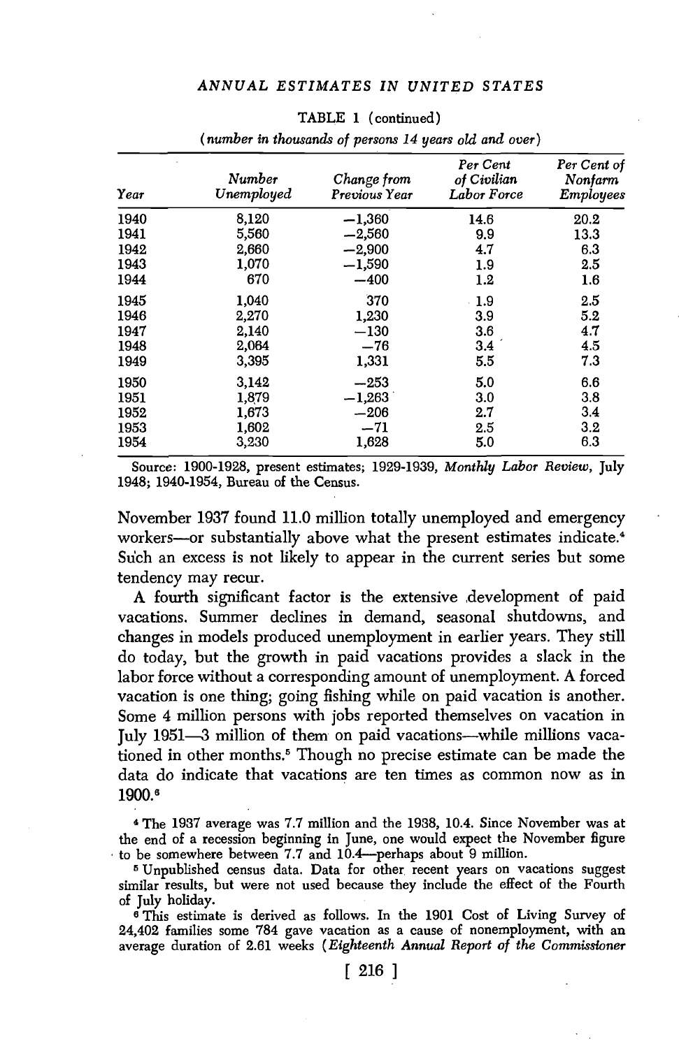TABLE 1 (continued)

(*number in thousands of persons 14 years old and over*)

| *Year* | *Number Unemployed* | *Change from Previous Year* | *Per Cent of Civilian Labor Force* | *Per Cent of Nonfarm Employees* |
|---|---|---|---|---|
| 1940 | 8,120 | −1,360 | 14.6 | 20.2 |
| 1941 | 5,560 | −2,560 | 9.9 | 13.3 |
| 1942 | 2,660 | −2,900 | 4.7 | 6.3 |
| 1943 | 1,070 | −1,590 | 1.9 | 2.5 |
| 1944 | 670 | −400 | 1.2 | 1.6 |
| 1945 | 1,040 | 370 | 1.9 | 2.5 |
| 1946 | 2,270 | 1,230 | 3.9 | 5.2 |
| 1947 | 2,140 | −130 | 3.6 | 4.7 |
| 1948 | 2,064 | −76 | 3.4 | 4.5 |
| 1949 | 3,395 | 1,331 | 5.5 | 7.3 |
| 1950 | 3,142 | −253 | 5.0 | 6.6 |
| 1951 | 1,879 | −1,263 | 3.0 | 3.8 |
| 1952 | 1,673 | −206 | 2.7 | 3.4 |
| 1953 | 1,602 | −71 | 2.5 | 3.2 |
| 1954 | 3,230 | 1,628 | 5.0 | 6.3 |

Source: 1900-1928, present estimates; 1929-1939, *Monthly Labor Review*, July 1948; 1940-1954, Bureau of the Census.

November 1937 found 11.0 million totally unemployed and emergency workers—or substantially above what the present estimates indicate.[4] Such an excess is not likely to appear in the current series but some tendency may recur.

A fourth significant factor is the extensive development of paid vacations. Summer declines in demand, seasonal shutdowns, and changes in models produced unemployment in earlier years. They still do today, but the growth in paid vacations provides a slack in the labor force without a corresponding amount of unemployment. A forced vacation is one thing; going fishing while on paid vacation is another. Some 4 million persons with jobs reported themselves on vacation in July 1951—3 million of them on paid vacations—while millions vacationed in other months.[5] Though no precise estimate can be made the data do indicate that vacations are ten times as common now as in 1900.[6]

[4] The 1937 average was 7.7 million and the 1938, 10.4. Since November was at the end of a recession beginning in June, one would expect the November figure to be somewhere between 7.7 and 10.4—perhaps about 9 million.

[5] Unpublished census data. Data for other recent years on vacations suggest similar results, but were not used because they include the effect of the Fourth of July holiday.

[6] This estimate is derived as follows. In the 1901 Cost of Living Survey of 24,402 families some 784 gave vacation as a cause of nonemployment, with an average duration of 2.61 weeks (*Eighteenth Annual Report of the Commissioner*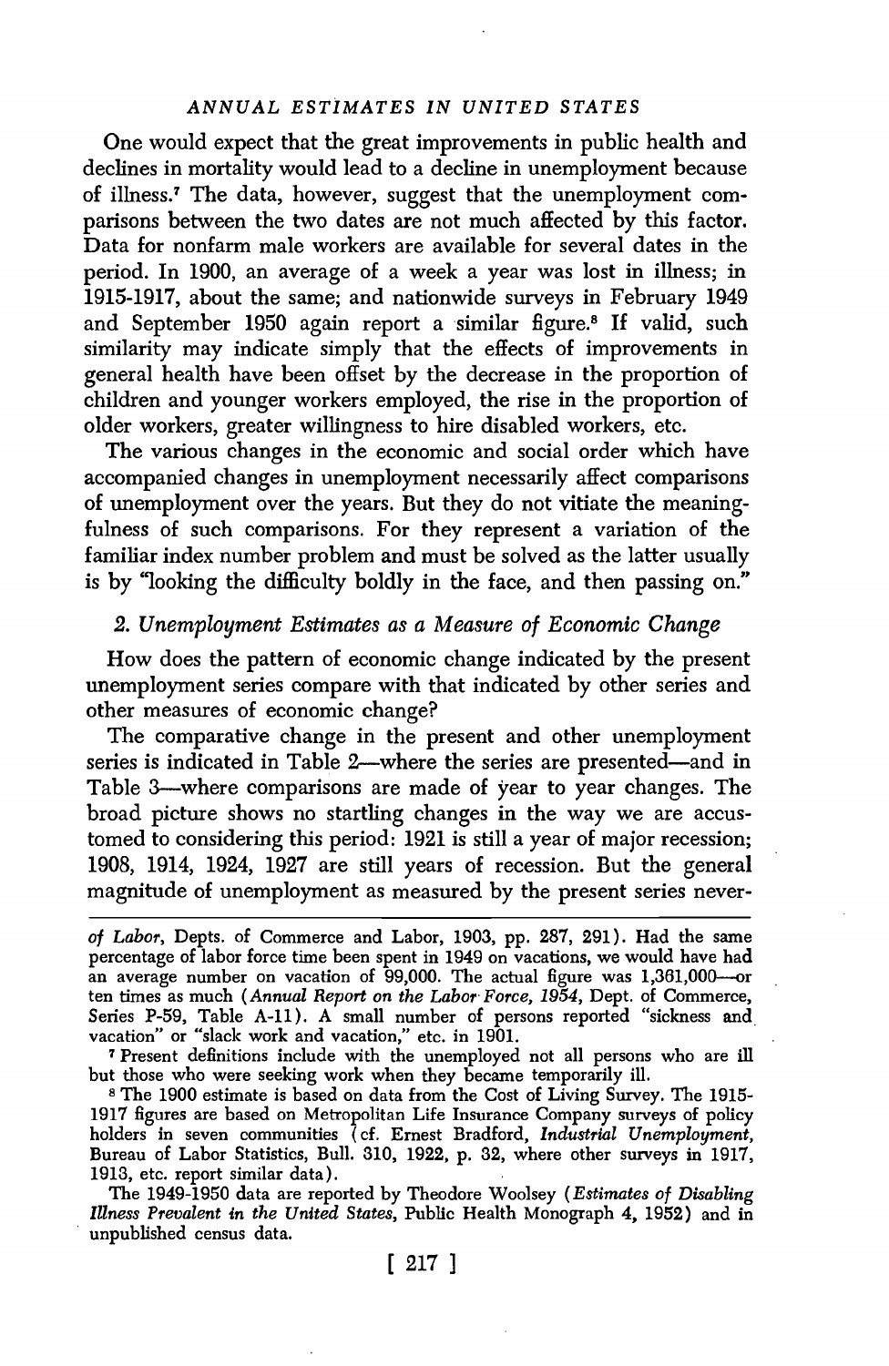One would expect that the great improvements in public health and declines in mortality would lead to a decline in unemployment because of illness.[7] The data, however, suggest that the unemployment comparisons between the two dates are not much affected by this factor. Data for nonfarm male workers are available for several dates in the period. In 1900, an average of a week a year was lost in illness; in 1915-1917, about the same; and nationwide surveys in February 1949 and September 1950 again report a similar figure.[8] If valid, such similarity may indicate simply that the effects of improvements in general health have been offset by the decrease in the proportion of children and younger workers employed, the rise in the proportion of older workers, greater willingness to hire disabled workers, etc.

The various changes in the economic and social order which have accompanied changes in unemployment necessarily affect comparisons of unemployment over the years. But they do not vitiate the meaningfulness of such comparisons. For they represent a variation of the familiar index number problem and must be solved as the latter usually is by "looking the difficulty boldly in the face, and then passing on."

## 2. *Unemployment Estimates as a Measure of Economic Change*

How does the pattern of economic change indicated by the present unemployment series compare with that indicated by other series and other measures of economic change?

The comparative change in the present and other unemployment series is indicated in Table 2—where the series are presented—and in Table 3—where comparisons are made of year to year changes. The broad picture shows no startling changes in the way we are accustomed to considering this period: 1921 is still a year of major recession; 1908, 1914, 1924, 1927 are still years of recession. But the general magnitude of unemployment as measured by the present series never-

---

*of Labor*, Depts. of Commerce and Labor, 1903, pp. 287, 291). Had the same percentage of labor force time been spent in 1949 on vacations, we would have had an average number on vacation of 99,000. The actual figure was 1,361,000—or ten times as much (*Annual Report on the Labor Force, 1954*, Dept. of Commerce, Series P-59, Table A-11). A small number of persons reported "sickness and vacation" or "slack work and vacation," etc. in 1901.

[7] Present definitions include with the unemployed not all persons who are ill but those who were seeking work when they became temporarily ill.

[8] The 1900 estimate is based on data from the Cost of Living Survey. The 1915-1917 figures are based on Metropolitan Life Insurance Company surveys of policy holders in seven communities (cf. Ernest Bradford, *Industrial Unemployment*, Bureau of Labor Statistics, Bull. 310, 1922, p. 32, where other surveys in 1917, 1913, etc. report similar data).

The 1949-1950 data are reported by Theodore Woolsey (*Estimates of Disabling Illness Prevalent in the United States*, Public Health Monograph 4, 1952) and in unpublished census data.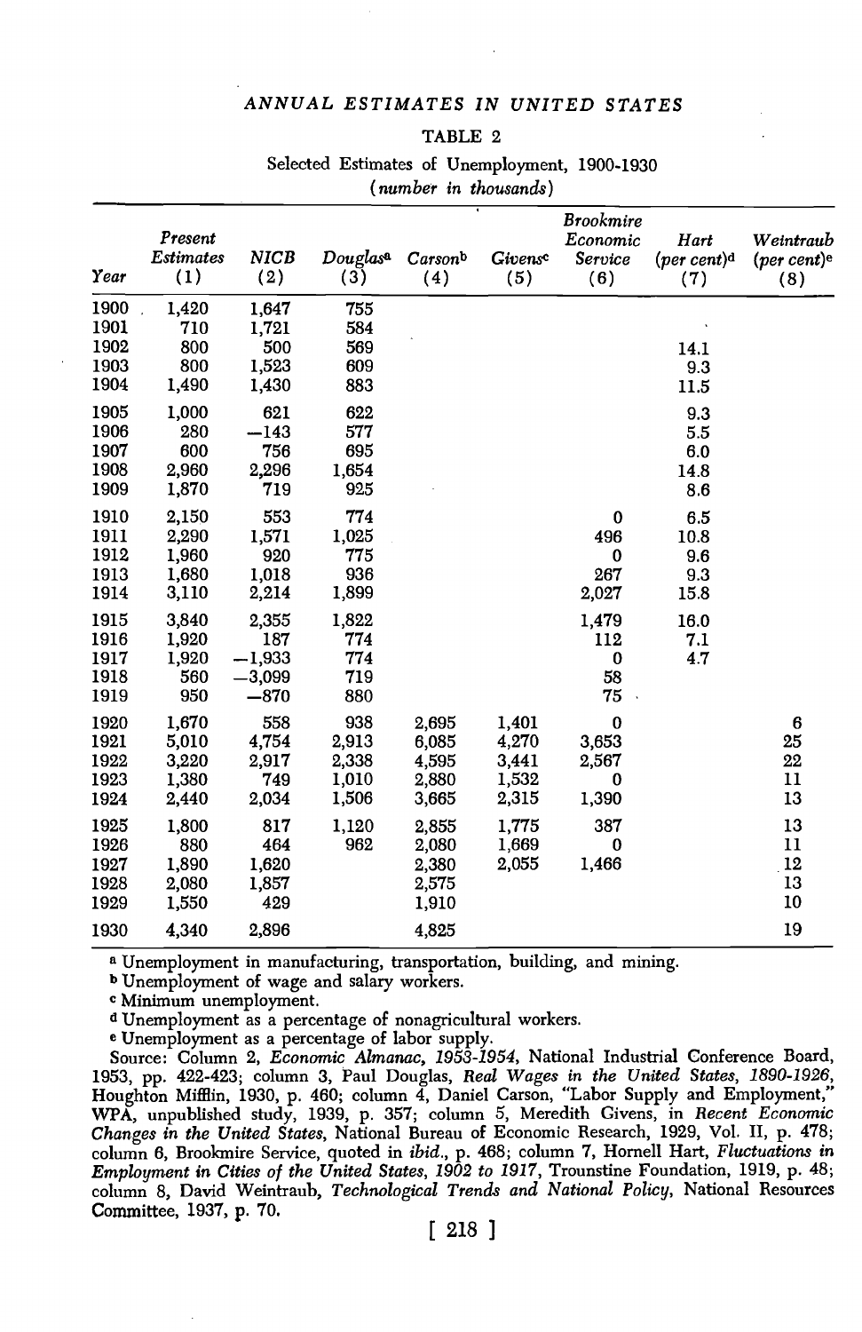### TABLE 2

Selected Estimates of Unemployment, 1900-1930
(*number in thousands*)

| Year | Present Estimates (1) | NICB (2) | Douglas[a] (3) | Carson[b] (4) | Givens[c] (5) | Brookmire Economic Service (6) | Hart (per cent)[d] (7) | Weintraub (per cent)[e] (8) |
|---|---|---|---|---|---|---|---|---|
| 1900 | 1,420 | 1,647 | 755 | | | | | |
| 1901 | 710 | 1,721 | 584 | | | | | |
| 1902 | 800 | 500 | 569 | | | | 14.1 | |
| 1903 | 800 | 1,523 | 609 | | | | 9.3 | |
| 1904 | 1,490 | 1,430 | 883 | | | | 11.5 | |
| 1905 | 1,000 | 621 | 622 | | | | 9.3 | |
| 1906 | 280 | −143 | 577 | | | | 5.5 | |
| 1907 | 600 | 756 | 695 | | | | 6.0 | |
| 1908 | 2,960 | 2,296 | 1,654 | | | | 14.8 | |
| 1909 | 1,870 | 719 | 925 | | | | 8.6 | |
| 1910 | 2,150 | 553 | 774 | | | 0 | 6.5 | |
| 1911 | 2,290 | 1,571 | 1,025 | | | 496 | 10.8 | |
| 1912 | 1,960 | 920 | 775 | | | 0 | 9.6 | |
| 1913 | 1,680 | 1,018 | 936 | | | 267 | 9.3 | |
| 1914 | 3,110 | 2,214 | 1,899 | | | 2,027 | 15.8 | |
| 1915 | 3,840 | 2,355 | 1,822 | | | 1,479 | 16.0 | |
| 1916 | 1,920 | 187 | 774 | | | 112 | 7.1 | |
| 1917 | 1,920 | −1,933 | 774 | | | 0 | 4.7 | |
| 1918 | 560 | −3,099 | 719 | | | 58 | | |
| 1919 | 950 | −870 | 880 | | | 75 | | |
| 1920 | 1,670 | 558 | 938 | 2,695 | 1,401 | 0 | | 6 |
| 1921 | 5,010 | 4,754 | 2,913 | 6,085 | 4,270 | 3,653 | | 25 |
| 1922 | 3,220 | 2,917 | 2,338 | 4,595 | 3,441 | 2,567 | | 22 |
| 1923 | 1,380 | 749 | 1,010 | 2,880 | 1,532 | 0 | | 11 |
| 1924 | 2,440 | 2,034 | 1,506 | 3,665 | 2,315 | 1,390 | | 13 |
| 1925 | 1,800 | 817 | 1,120 | 2,855 | 1,775 | 387 | | 13 |
| 1926 | 880 | 464 | 962 | 2,080 | 1,669 | 0 | | 11 |
| 1927 | 1,890 | 1,620 | | 2,380 | 2,055 | 1,466 | | 12 |
| 1928 | 2,080 | 1,857 | | 2,575 | | | | 13 |
| 1929 | 1,550 | 429 | | 1,910 | | | | 10 |
| 1930 | 4,340 | 2,896 | | 4,825 | | | | 19 |

[a] Unemployment in manufacturing, transportation, building, and mining.

[b] Unemployment of wage and salary workers.

[c] Minimum unemployment.

[d] Unemployment as a percentage of nonagricultural workers.

[e] Unemployment as a percentage of labor supply.

Source: Column 2, *Economic Almanac, 1953-1954*, National Industrial Conference Board, 1953, pp. 422-423; column 3, Paul Douglas, *Real Wages in the United States, 1890-1926*, Houghton Mifflin, 1930, p. 460; column 4, Daniel Carson, "Labor Supply and Employment," WPA, unpublished study, 1939, p. 357; column 5, Meredith Givens, in *Recent Economic Changes in the United States*, National Bureau of Economic Research, 1929, Vol. II, p. 478; column 6, Brookmire Service, quoted in *ibid.*, p. 468; column 7, Hornell Hart, *Fluctuations in Employment in Cities of the United States, 1902 to 1917*, Trounstine Foundation, 1919, p. 48; column 8, David Weintraub, *Technological Trends and National Policy*, National Resources Committee, 1937, p. 70.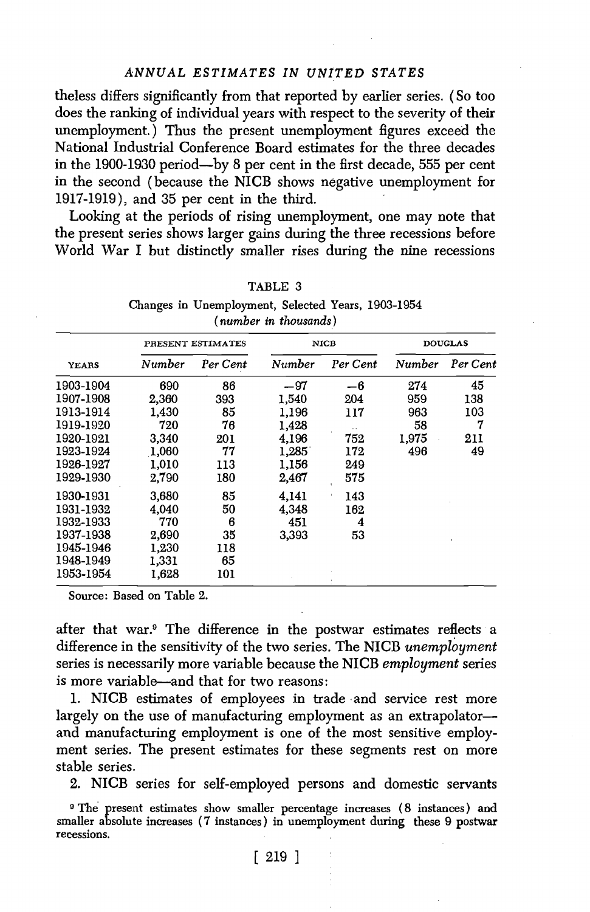theless differs significantly from that reported by earlier series. (So too does the ranking of individual years with respect to the severity of their unemployment.) Thus the present unemployment figures exceed the National Industrial Conference Board estimates for the three decades in the 1900-1930 period—by 8 per cent in the first decade, 555 per cent in the second (because the NICB shows negative unemployment for 1917-1919), and 35 per cent in the third.

Looking at the periods of rising unemployment, one may note that the present series shows larger gains during the three recessions before World War I but distinctly smaller rises during the nine recessions after that war.[9] The difference in the postwar estimates reflects a difference in the sensitivity of the two series. The NICB *unemployment* series is necessarily more variable because the NICB *employment* series is more variable—and that for two reasons:

TABLE 3

Changes in Unemployment, Selected Years, 1903-1954

(*number in thousands*)

| | PRESENT ESTIMATES | | NICB | | DOUGLAS | |
|---|---|---|---|---|---|---|
| YEARS | *Number* | *Per Cent* | *Number* | *Per Cent* | *Number* | *Per Cent* |
| 1903-1904 | 690 | 86 | −97 | −6 | 274 | 45 |
| 1907-1908 | 2,360 | 393 | 1,540 | 204 | 959 | 138 |
| 1913-1914 | 1,430 | 85 | 1,196 | 117 | 963 | 103 |
| 1919-1920 | 720 | 76 | 1,428 | .. | 58 | 7 |
| 1920-1921 | 3,340 | 201 | 4,196 | 752 | 1,975 | 211 |
| 1923-1924 | 1,060 | 77 | 1,285 | 172 | 496 | 49 |
| 1926-1927 | 1,010 | 113 | 1,156 | 249 | | |
| 1929-1930 | 2,790 | 180 | 2,467 | 575 | | |
| 1930-1931 | 3,680 | 85 | 4,141 | 143 | | |
| 1931-1932 | 4,040 | 50 | 4,348 | 162 | | |
| 1932-1933 | 770 | 6 | 451 | 4 | | |
| 1937-1938 | 2,690 | 35 | 3,393 | 53 | | |
| 1945-1946 | 1,230 | 118 | | | | |
| 1948-1949 | 1,331 | 65 | | | | |
| 1953-1954 | 1,628 | 101 | | | | |

Source: Based on Table 2.

1. NICB estimates of employees in trade and service rest more largely on the use of manufacturing employment as an extrapolator—and manufacturing employment is one of the most sensitive employment series. The present estimates for these segments rest on more stable series.

2. NICB series for self-employed persons and domestic servants

[9] The present estimates show smaller percentage increases (8 instances) and smaller absolute increases (7 instances) in unemployment during these 9 postwar recessions.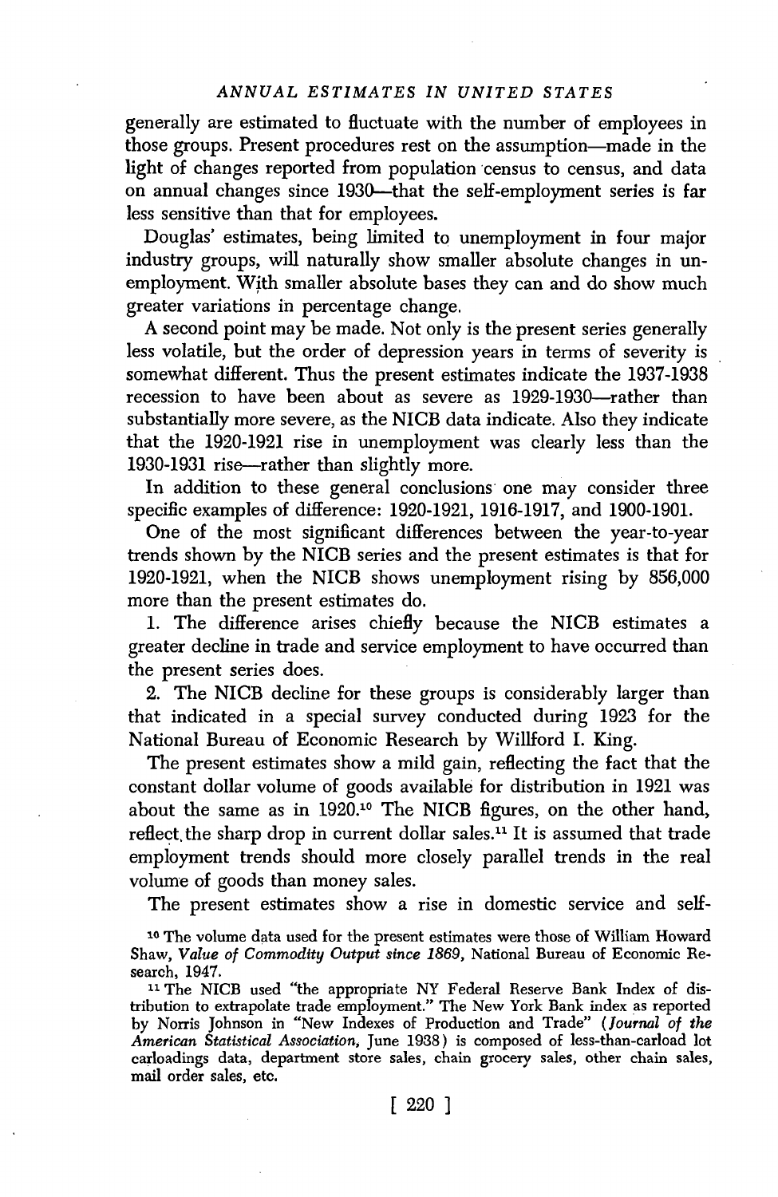generally are estimated to fluctuate with the number of employees in those groups. Present procedures rest on the assumption—made in the light of changes reported from population census to census, and data on annual changes since 1930—that the self-employment series is far less sensitive than that for employees.

Douglas' estimates, being limited to unemployment in four major industry groups, will naturally show smaller absolute changes in unemployment. With smaller absolute bases they can and do show much greater variations in percentage change.

A second point may be made. Not only is the present series generally less volatile, but the order of depression years in terms of severity is somewhat different. Thus the present estimates indicate the 1937-1938 recession to have been about as severe as 1929-1930—rather than substantially more severe, as the NICB data indicate. Also they indicate that the 1920-1921 rise in unemployment was clearly less than the 1930-1931 rise—rather than slightly more.

In addition to these general conclusions one may consider three specific examples of difference: 1920-1921, 1916-1917, and 1900-1901.

One of the most significant differences between the year-to-year trends shown by the NICB series and the present estimates is that for 1920-1921, when the NICB shows unemployment rising by 856,000 more than the present estimates do.

1. The difference arises chiefly because the NICB estimates a greater decline in trade and service employment to have occurred than the present series does.

2. The NICB decline for these groups is considerably larger than that indicated in a special survey conducted during 1923 for the National Bureau of Economic Research by Willford I. King.

The present estimates show a mild gain, reflecting the fact that the constant dollar volume of goods available for distribution in 1921 was about the same as in 1920.[10] The NICB figures, on the other hand, reflect the sharp drop in current dollar sales.[11] It is assumed that trade employment trends should more closely parallel trends in the real volume of goods than money sales.

The present estimates show a rise in domestic service and self-

[10] The volume data used for the present estimates were those of William Howard Shaw, *Value of Commodity Output since 1869*, National Bureau of Economic Research, 1947.

[11] The NICB used "the appropriate NY Federal Reserve Bank Index of distribution to extrapolate trade employment." The New York Bank index as reported by Norris Johnson in "New Indexes of Production and Trade" (*Journal of the American Statistical Association*, June 1938) is composed of less-than-carload lot carloadings data, department store sales, chain grocery sales, other chain sales, mail order sales, etc.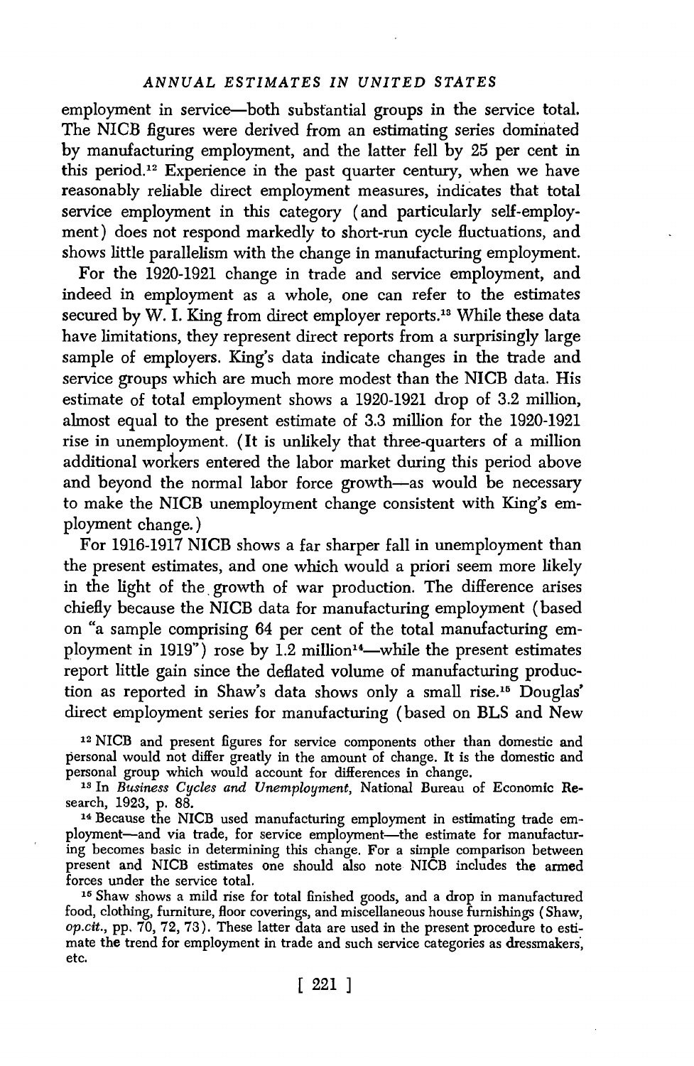employment in service—both substantial groups in the service total. The NICB figures were derived from an estimating series dominated by manufacturing employment, and the latter fell by 25 per cent in this period.[12] Experience in the past quarter century, when we have reasonably reliable direct employment measures, indicates that total service employment in this category (and particularly self-employment) does not respond markedly to short-run cycle fluctuations, and shows little parallelism with the change in manufacturing employment.

For the 1920-1921 change in trade and service employment, and indeed in employment as a whole, one can refer to the estimates secured by W. I. King from direct employer reports.[13] While these data have limitations, they represent direct reports from a surprisingly large sample of employers. King's data indicate changes in the trade and service groups which are much more modest than the NICB data. His estimate of total employment shows a 1920-1921 drop of 3.2 million, almost equal to the present estimate of 3.3 million for the 1920-1921 rise in unemployment. (It is unlikely that three-quarters of a million additional workers entered the labor market during this period above and beyond the normal labor force growth—as would be necessary to make the NICB unemployment change consistent with King's employment change.)

For 1916-1917 NICB shows a far sharper fall in unemployment than the present estimates, and one which would a priori seem more likely in the light of the growth of war production. The difference arises chiefly because the NICB data for manufacturing employment (based on "a sample comprising 64 per cent of the total manufacturing employment in 1919") rose by 1.2 million[14]—while the present estimates report little gain since the deflated volume of manufacturing production as reported in Shaw's data shows only a small rise.[15] Douglas' direct employment series for manufacturing (based on BLS and New

[12] NICB and present figures for service components other than domestic and personal would not differ greatly in the amount of change. It is the domestic and personal group which would account for differences in change.

[13] In *Business Cycles and Unemployment*, National Bureau of Economic Research, 1923, p. 88.

[14] Because the NICB used manufacturing employment in estimating trade employment—and via trade, for service employment—the estimate for manufacturing becomes basic in determining this change. For a simple comparison between present and NICB estimates one should also note NICB includes the armed forces under the service total.

[15] Shaw shows a mild rise for total finished goods, and a drop in manufactured food, clothing, furniture, floor coverings, and miscellaneous house furnishings (Shaw, *op.cit.*, pp. 70, 72, 73). These latter data are used in the present procedure to estimate the trend for employment in trade and such service categories as dressmakers, etc.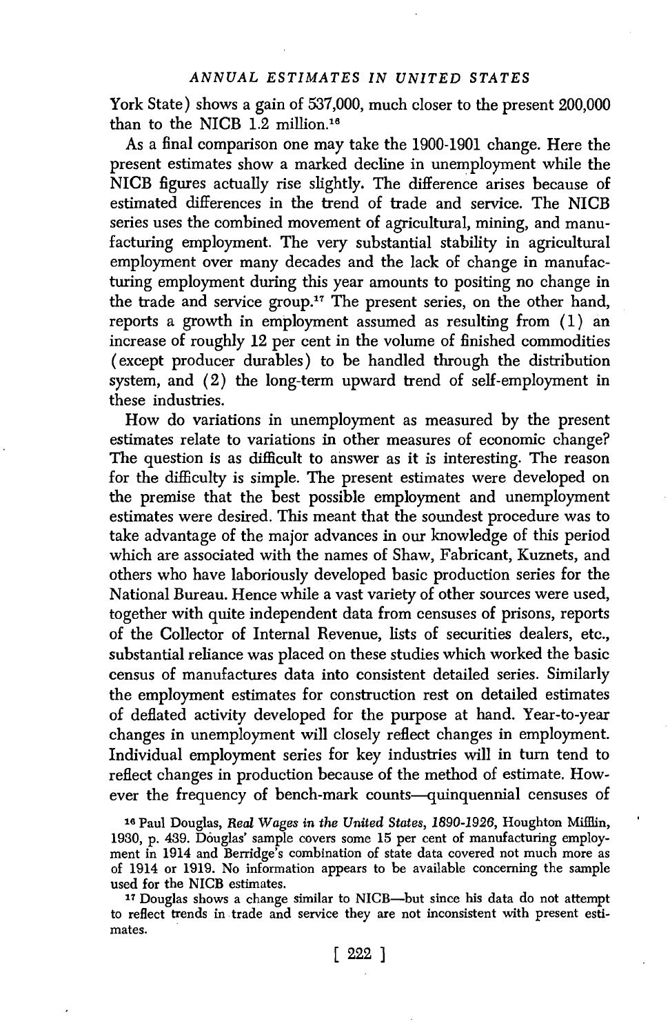York State) shows a gain of 537,000, much closer to the present 200,000 than to the NICB 1.2 million.[16]

As a final comparison one may take the 1900-1901 change. Here the present estimates show a marked decline in unemployment while the NICB figures actually rise slightly. The difference arises because of estimated differences in the trend of trade and service. The NICB series uses the combined movement of agricultural, mining, and manufacturing employment. The very substantial stability in agricultural employment over many decades and the lack of change in manufacturing employment during this year amounts to positing no change in the trade and service group.[17] The present series, on the other hand, reports a growth in employment assumed as resulting from (1) an increase of roughly 12 per cent in the volume of finished commodities (except producer durables) to be handled through the distribution system, and (2) the long-term upward trend of self-employment in these industries.

How do variations in unemployment as measured by the present estimates relate to variations in other measures of economic change? The question is as difficult to answer as it is interesting. The reason for the difficulty is simple. The present estimates were developed on the premise that the best possible employment and unemployment estimates were desired. This meant that the soundest procedure was to take advantage of the major advances in our knowledge of this period which are associated with the names of Shaw, Fabricant, Kuznets, and others who have laboriously developed basic production series for the National Bureau. Hence while a vast variety of other sources were used, together with quite independent data from censuses of prisons, reports of the Collector of Internal Revenue, lists of securities dealers, etc., substantial reliance was placed on these studies which worked the basic census of manufactures data into consistent detailed series. Similarly the employment estimates for construction rest on detailed estimates of deflated activity developed for the purpose at hand. Year-to-year changes in unemployment will closely reflect changes in employment. Individual employment series for key industries will in turn tend to reflect changes in production because of the method of estimate. However the frequency of bench-mark counts—quinquennial censuses of

[16] Paul Douglas, *Real Wages in the United States, 1890-1926*, Houghton Mifflin, 1930, p. 439. Douglas' sample covers some 15 per cent of manufacturing employment in 1914 and Berridge's combination of state data covered not much more as of 1914 or 1919. No information appears to be available concerning the sample used for the NICB estimates.

[17] Douglas shows a change similar to NICB—but since his data do not attempt to reflect trends in trade and service they are not inconsistent with present estimates.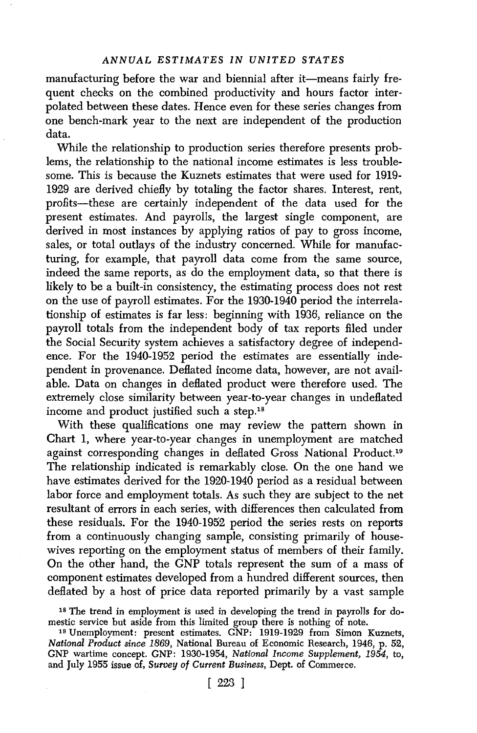manufacturing before the war and biennial after it—means fairly frequent checks on the combined productivity and hours factor interpolated between these dates. Hence even for these series changes from one bench-mark year to the next are independent of the production data.

While the relationship to production series therefore presents problems, the relationship to the national income estimates is less troublesome. This is because the Kuznets estimates that were used for 1919-1929 are derived chiefly by totaling the factor shares. Interest, rent, profits—these are certainly independent of the data used for the present estimates. And payrolls, the largest single component, are derived in most instances by applying ratios of pay to gross income, sales, or total outlays of the industry concerned. While for manufacturing, for example, that payroll data come from the same source, indeed the same reports, as do the employment data, so that there is likely to be a built-in consistency, the estimating process does not rest on the use of payroll estimates. For the 1930-1940 period the interrelationship of estimates is far less: beginning with 1936, reliance on the payroll totals from the independent body of tax reports filed under the Social Security system achieves a satisfactory degree of independence. For the 1940-1952 period the estimates are essentially independent in provenance. Deflated income data, however, are not available. Data on changes in deflated product were therefore used. The extremely close similarity between year-to-year changes in undeflated income and product justified such a step.[18]

With these qualifications one may review the pattern shown in Chart 1, where year-to-year changes in unemployment are matched against corresponding changes in deflated Gross National Product.[19] The relationship indicated is remarkably close. On the one hand we have estimates derived for the 1920-1940 period as a residual between labor force and employment totals. As such they are subject to the net resultant of errors in each series, with differences then calculated from these residuals. For the 1940-1952 period the series rests on reports from a continuously changing sample, consisting primarily of housewives reporting on the employment status of members of their family. On the other hand, the GNP totals represent the sum of a mass of component estimates developed from a hundred different sources, then deflated by a host of price data reported primarily by a vast sample

[18] The trend in employment is used in developing the trend in payrolls for domestic service but aside from this limited group there is nothing of note.

[19] Unemployment: present estimates. GNP: 1919-1929 from Simon Kuznets, *National Product since 1869*, National Bureau of Economic Research, 1946, p. 52, GNP wartime concept. GNP: 1930-1954, *National Income Supplement, 1954*, to, and July 1955 issue of, *Survey of Current Business*, Dept. of Commerce.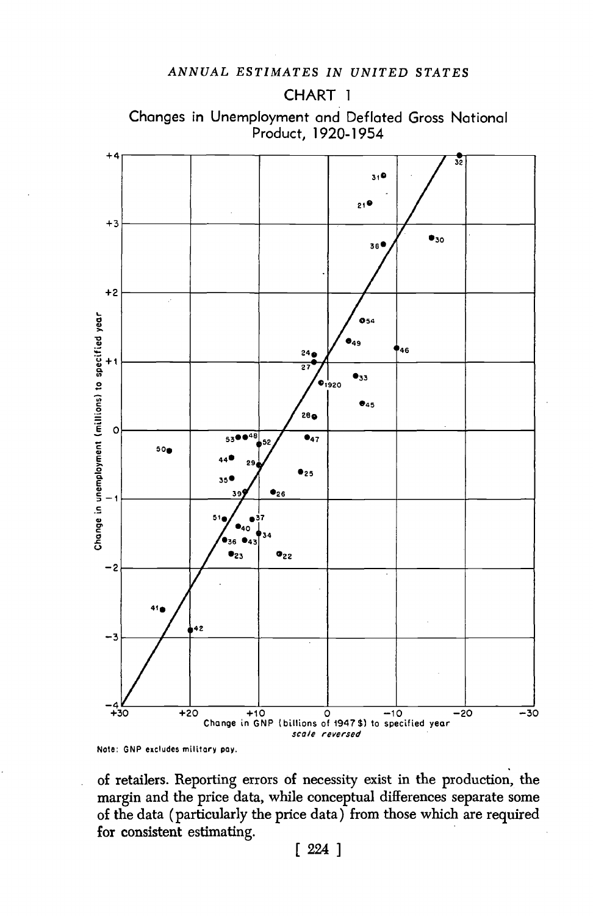CHART 1

Changes in Unemployment and Deflated Gross National Product, 1920-1954

Note: GNP excludes military pay.

of retailers. Reporting errors of necessity exist in the production, the margin and the price data, while conceptual differences separate some of the data (particularly the price data) from those which are required for consistent estimating.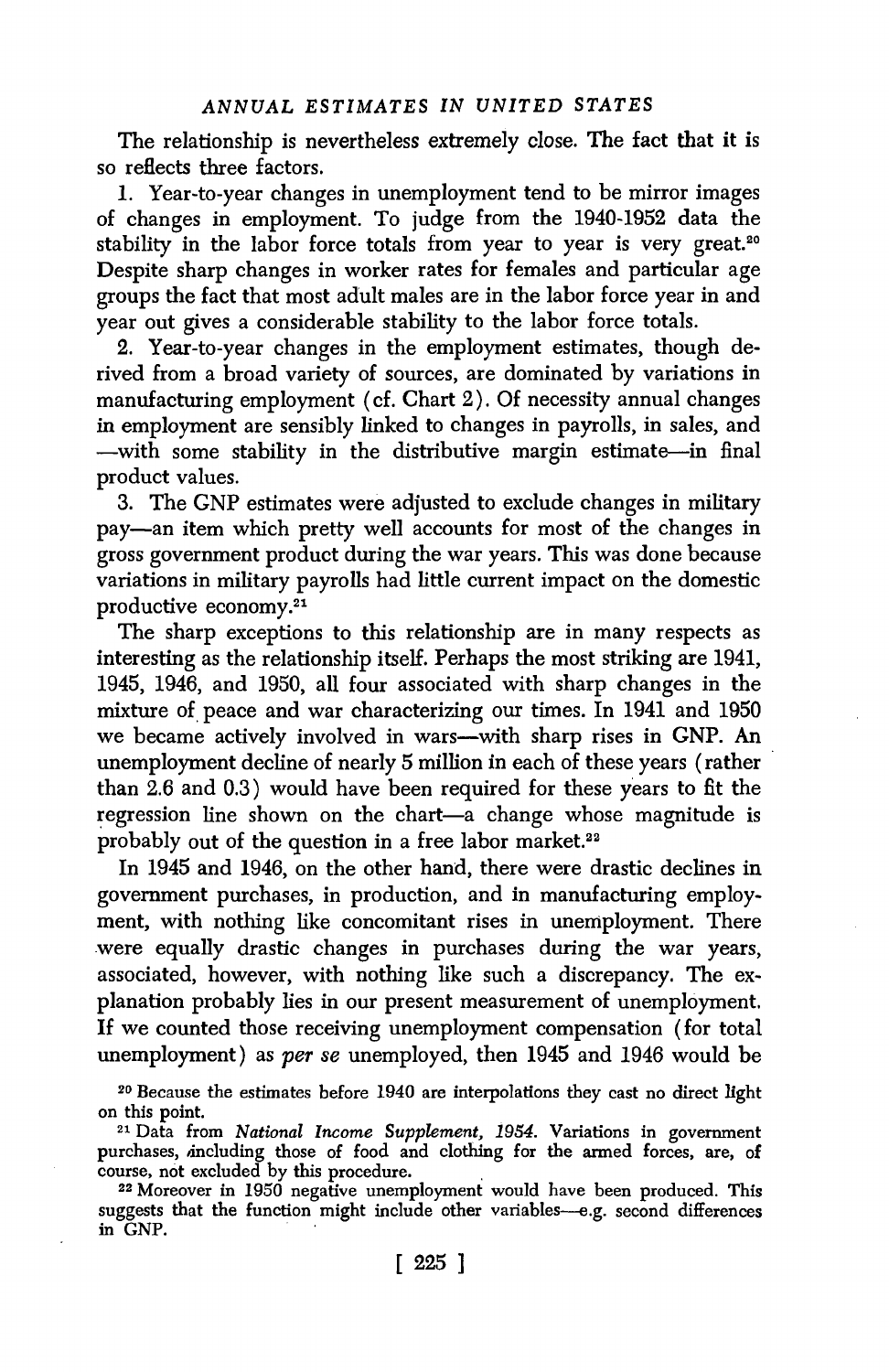The relationship is nevertheless extremely close. The fact that it is so reflects three factors.

1. Year-to-year changes in unemployment tend to be mirror images of changes in employment. To judge from the 1940-1952 data the stability in the labor force totals from year to year is very great.[20] Despite sharp changes in worker rates for females and particular age groups the fact that most adult males are in the labor force year in and year out gives a considerable stability to the labor force totals.

2. Year-to-year changes in the employment estimates, though derived from a broad variety of sources, are dominated by variations in manufacturing employment (cf. Chart 2). Of necessity annual changes in employment are sensibly linked to changes in payrolls, in sales, and —with some stability in the distributive margin estimate—in final product values.

3. The GNP estimates were adjusted to exclude changes in military pay—an item which pretty well accounts for most of the changes in gross government product during the war years. This was done because variations in military payrolls had little current impact on the domestic productive economy.[21]

The sharp exceptions to this relationship are in many respects as interesting as the relationship itself. Perhaps the most striking are 1941, 1945, 1946, and 1950, all four associated with sharp changes in the mixture of peace and war characterizing our times. In 1941 and 1950 we became actively involved in wars—with sharp rises in GNP. An unemployment decline of nearly 5 million in each of these years (rather than 2.6 and 0.3) would have been required for these years to fit the regression line shown on the chart—a change whose magnitude is probably out of the question in a free labor market.[22]

In 1945 and 1946, on the other hand, there were drastic declines in government purchases, in production, and in manufacturing employment, with nothing like concomitant rises in unemployment. There were equally drastic changes in purchases during the war years, associated, however, with nothing like such a discrepancy. The explanation probably lies in our present measurement of unemployment. If we counted those receiving unemployment compensation (for total unemployment) as *per se* unemployed, then 1945 and 1946 would be

[20] Because the estimates before 1940 are interpolations they cast no direct light on this point.

[21] Data from *National Income Supplement, 1954*. Variations in government purchases, including those of food and clothing for the armed forces, are, of course, not excluded by this procedure.

[22] Moreover in 1950 negative unemployment would have been produced. This suggests that the function might include other variables—e.g. second differences in GNP.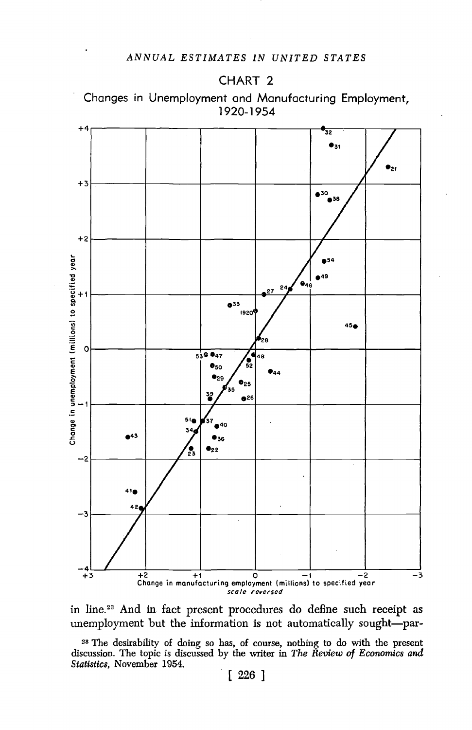CHART 2

Changes in Unemployment and Manufacturing Employment, 1920-1954

in line.[23] And in fact present procedures do define such receipt as unemployment but the information is not automatically sought—par-

[23] The desirability of doing so has, of course, nothing to do with the present discussion. The topic is discussed by the writer in *The Review of Economics and Statistics*, November 1954.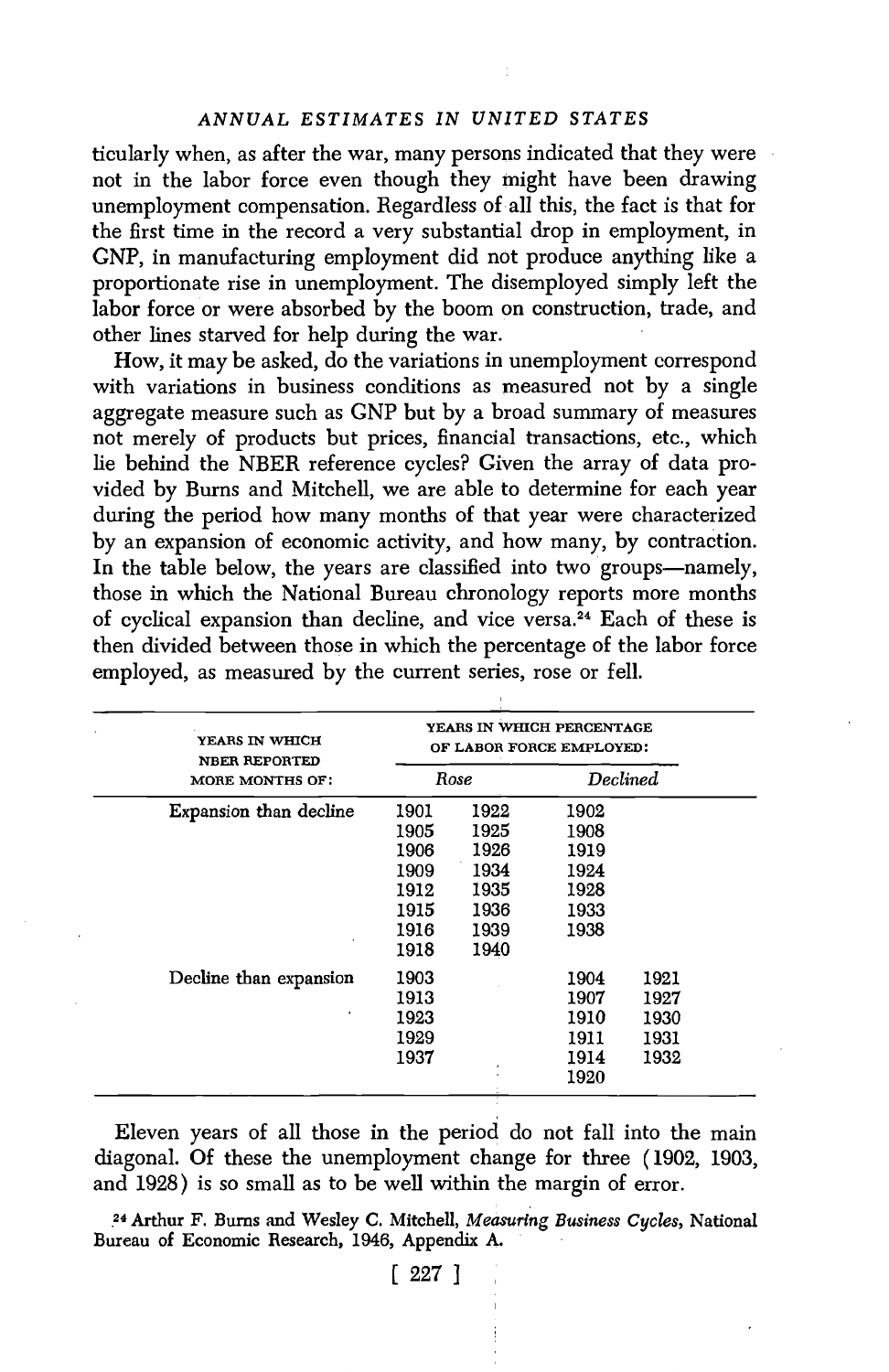ticularly when, as after the war, many persons indicated that they were not in the labor force even though they might have been drawing unemployment compensation. Regardless of all this, the fact is that for the first time in the record a very substantial drop in employment, in GNP, in manufacturing employment did not produce anything like a proportionate rise in unemployment. The disemployed simply left the labor force or were absorbed by the boom on construction, trade, and other lines starved for help during the war.

How, it may be asked, do the variations in unemployment correspond with variations in business conditions as measured not by a single aggregate measure such as GNP but by a broad summary of measures not merely of products but prices, financial transactions, etc., which lie behind the NBER reference cycles? Given the array of data provided by Burns and Mitchell, we are able to determine for each year during the period how many months of that year were characterized by an expansion of economic activity, and how many, by contraction. In the table below, the years are classified into two groups—namely, those in which the National Bureau chronology reports more months of cyclical expansion than decline, and vice versa.[24] Each of these is then divided between those in which the percentage of the labor force employed, as measured by the current series, rose or fell.

| YEARS IN WHICH NBER REPORTED MORE MONTHS OF: | YEARS IN WHICH PERCENTAGE OF LABOR FORCE EMPLOYED: | | | |
|---|---|---|---|---|
| | *Rose* | | *Declined* | |
| Expansion than decline | 1901 | 1922 | 1902 | |
| | 1905 | 1925 | 1908 | |
| | 1906 | 1926 | 1919 | |
| | 1909 | 1934 | 1924 | |
| | 1912 | 1935 | 1928 | |
| | 1915 | 1936 | 1933 | |
| | 1916 | 1939 | 1938 | |
| | 1918 | 1940 | | |
| Decline than expansion | 1903 | | 1904 | 1921 |
| | 1913 | | 1907 | 1927 |
| | 1923 | | 1910 | 1930 |
| | 1929 | | 1911 | 1931 |
| | 1937 | | 1914 | 1932 |
| | | | 1920 | |

Eleven years of all those in the period do not fall into the main diagonal. Of these the unemployment change for three (1902, 1903, and 1928) is so small as to be well within the margin of error.

[24] Arthur F. Burns and Wesley C. Mitchell, *Measuring Business Cycles*, National Bureau of Economic Research, 1946, Appendix A.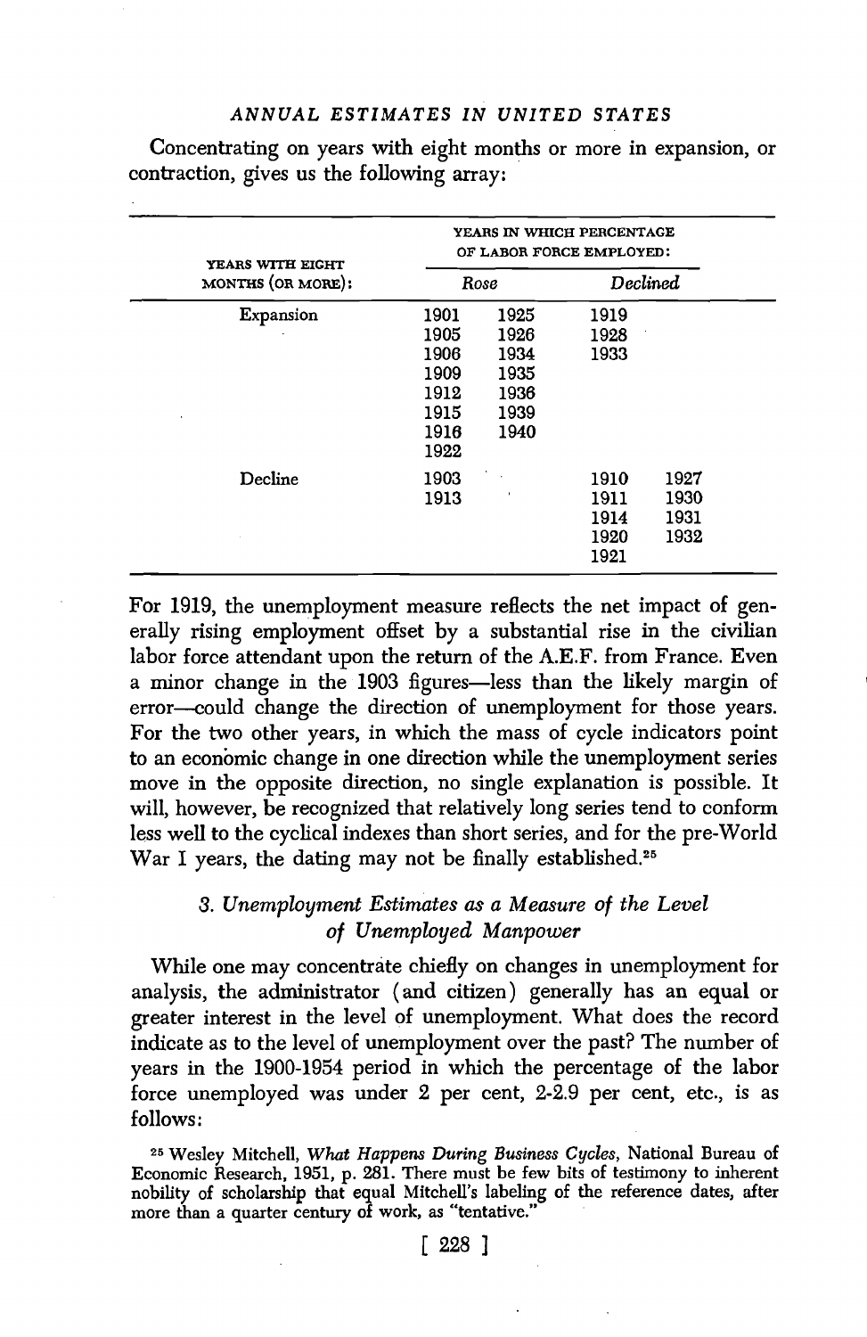Concentrating on years with eight months or more in expansion, or contraction, gives us the following array:

| YEARS WITH EIGHT MONTHS (OR MORE): | YEARS IN WHICH PERCENTAGE OF LABOR FORCE EMPLOYED: | | | |
|---|---|---|---|---|
| | *Rose* | | *Declined* | |
| Expansion | 1901 | 1925 | 1919 | |
| | 1905 | 1926 | 1928 | |
| | 1906 | 1934 | 1933 | |
| | 1909 | 1935 | | |
| | 1912 | 1936 | | |
| | 1915 | 1939 | | |
| | 1916 | 1940 | | |
| | 1922 | | | |
| Decline | 1903 | | 1910 | 1927 |
| | 1913 | | 1911 | 1930 |
| | | | 1914 | 1931 |
| | | | 1920 | 1932 |
| | | | 1921 | |

For 1919, the unemployment measure reflects the net impact of generally rising employment offset by a substantial rise in the civilian labor force attendant upon the return of the A.E.F. from France. Even a minor change in the 1903 figures—less than the likely margin of error—could change the direction of unemployment for those years. For the two other years, in which the mass of cycle indicators point to an economic change in one direction while the unemployment series move in the opposite direction, no single explanation is possible. It will, however, be recognized that relatively long series tend to conform less well to the cyclical indexes than short series, and for the pre-World War I years, the dating may not be finally established.[25]

### 3. *Unemployment Estimates as a Measure of the Level of Unemployed Manpower*

While one may concentrate chiefly on changes in unemployment for analysis, the administrator (and citizen) generally has an equal or greater interest in the level of unemployment. What does the record indicate as to the level of unemployment over the past? The number of years in the 1900-1954 period in which the percentage of the labor force unemployed was under 2 per cent, 2-2.9 per cent, etc., is as follows:

[25] Wesley Mitchell, *What Happens During Business Cycles*, National Bureau of Economic Research, 1951, p. 281. There must be few bits of testimony to inherent nobility of scholarship that equal Mitchell's labeling of the reference dates, after more than a quarter century of work, as "tentative."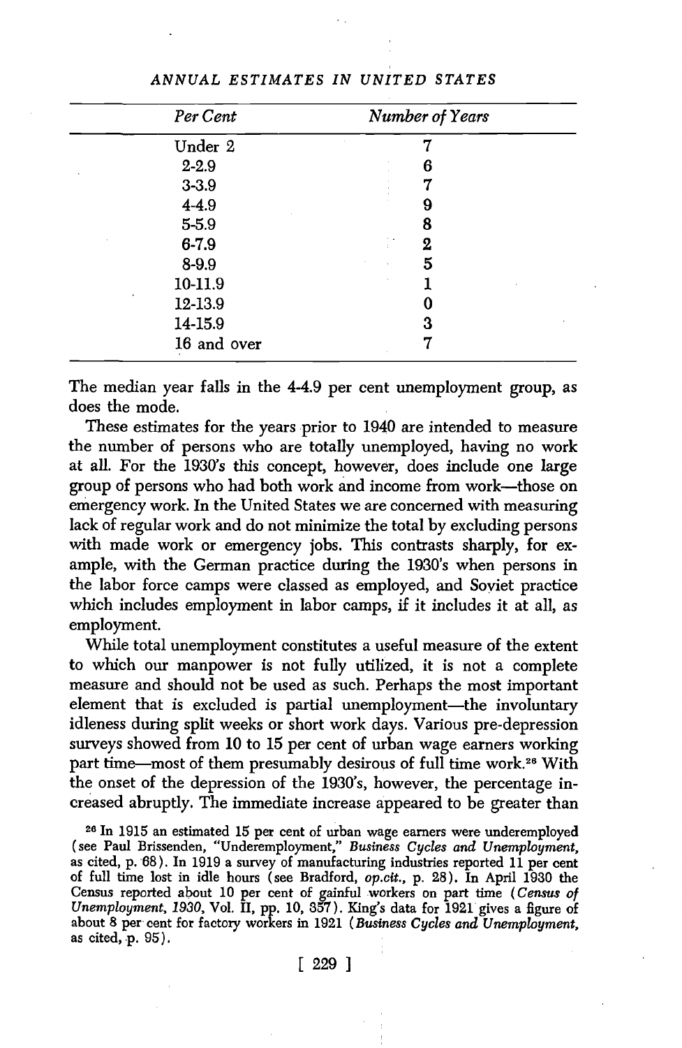*ANNUAL ESTIMATES IN UNITED STATES*

| *Per Cent* | *Number of Years* |
|---|---|
| Under 2 | 7 |
| 2-2.9 | 6 |
| 3-3.9 | 7 |
| 4-4.9 | 9 |
| 5-5.9 | 8 |
| 6-7.9 | 2 |
| 8-9.9 | 5 |
| 10-11.9 | 1 |
| 12-13.9 | 0 |
| 14-15.9 | 3 |
| 16 and over | 7 |

The median year falls in the 4-4.9 per cent unemployment group, as does the mode.

These estimates for the years prior to 1940 are intended to measure the number of persons who are totally unemployed, having no work at all. For the 1930's this concept, however, does include one large group of persons who had both work and income from work—those on emergency work. In the United States we are concerned with measuring lack of regular work and do not minimize the total by excluding persons with made work or emergency jobs. This contrasts sharply, for example, with the German practice during the 1930's when persons in the labor force camps were classed as employed, and Soviet practice which includes employment in labor camps, if it includes it at all, as employment.

While total unemployment constitutes a useful measure of the extent to which our manpower is not fully utilized, it is not a complete measure and should not be used as such. Perhaps the most important element that is excluded is partial unemployment—the involuntary idleness during split weeks or short work days. Various pre-depression surveys showed from 10 to 15 per cent of urban wage earners working part time—most of them presumably desirous of full time work.[26] With the onset of the depression of the 1930's, however, the percentage increased abruptly. The immediate increase appeared to be greater than

[26] In 1915 an estimated 15 per cent of urban wage earners were underemployed (see Paul Brissenden, "Underemployment," *Business Cycles and Unemployment*, as cited, p. 68). In 1919 a survey of manufacturing industries reported 11 per cent of full time lost in idle hours (see Bradford, *op.cit.*, p. 28). In April 1930 the Census reported about 10 per cent of gainful workers on part time (*Census of Unemployment, 1930*, Vol. II, pp. 10, 357). King's data for 1921 gives a figure of about 8 per cent for factory workers in 1921 (*Business Cycles and Unemployment*, as cited, p. 95).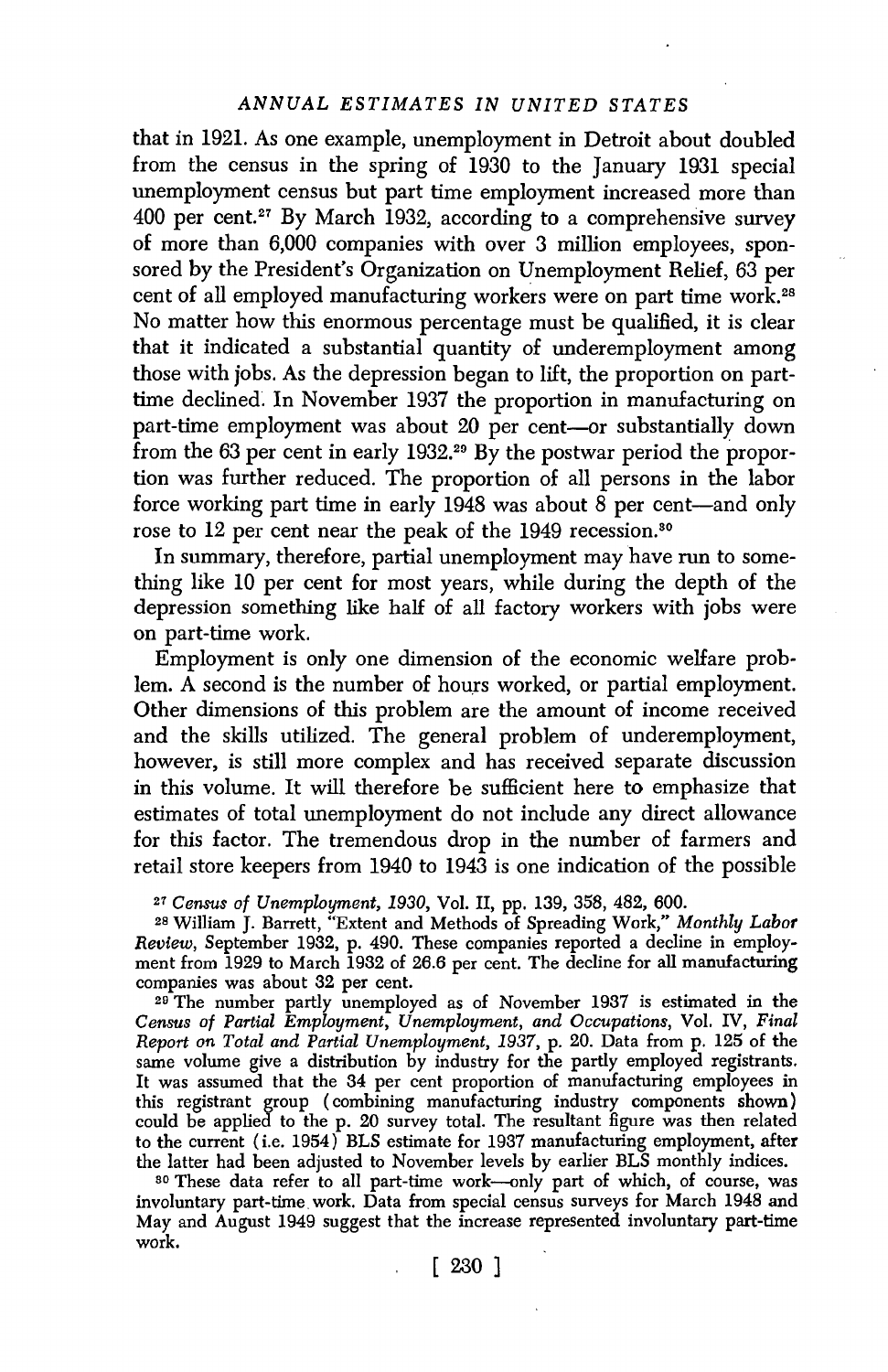that in 1921. As one example, unemployment in Detroit about doubled from the census in the spring of 1930 to the January 1931 special unemployment census but part time employment increased more than 400 per cent.[27] By March 1932, according to a comprehensive survey of more than 6,000 companies with over 3 million employees, sponsored by the President's Organization on Unemployment Relief, 63 per cent of all employed manufacturing workers were on part time work.[28] No matter how this enormous percentage must be qualified, it is clear that it indicated a substantial quantity of underemployment among those with jobs. As the depression began to lift, the proportion on part-time declined. In November 1937 the proportion in manufacturing on part-time employment was about 20 per cent—or substantially down from the 63 per cent in early 1932.[29] By the postwar period the proportion was further reduced. The proportion of all persons in the labor force working part time in early 1948 was about 8 per cent—and only rose to 12 per cent near the peak of the 1949 recession.[30]

In summary, therefore, partial unemployment may have run to something like 10 per cent for most years, while during the depth of the depression something like half of all factory workers with jobs were on part-time work.

Employment is only one dimension of the economic welfare problem. A second is the number of hours worked, or partial employment. Other dimensions of this problem are the amount of income received and the skills utilized. The general problem of underemployment, however, is still more complex and has received separate discussion in this volume. It will therefore be sufficient here to emphasize that estimates of total unemployment do not include any direct allowance for this factor. The tremendous drop in the number of farmers and retail store keepers from 1940 to 1943 is one indication of the possible

[27] *Census of Unemployment, 1930*, Vol. II, pp. 139, 358, 482, 600.

[28] William J. Barrett, "Extent and Methods of Spreading Work," *Monthly Labor Review*, September 1932, p. 490. These companies reported a decline in employment from 1929 to March 1932 of 26.6 per cent. The decline for all manufacturing companies was about 32 per cent.

[29] The number partly unemployed as of November 1937 is estimated in the *Census of Partial Employment, Unemployment, and Occupations*, Vol. IV, *Final Report on Total and Partial Unemployment, 1937*, p. 20. Data from p. 125 of the same volume give a distribution by industry for the partly employed registrants. It was assumed that the 34 per cent proportion of manufacturing employees in this registrant group (combining manufacturing industry components shown) could be applied to the p. 20 survey total. The resultant figure was then related to the current (i.e. 1954) BLS estimate for 1937 manufacturing employment, after the latter had been adjusted to November levels by earlier BLS monthly indices.

[30] These data refer to all part-time work—only part of which, of course, was involuntary part-time work. Data from special census surveys for March 1948 and May and August 1949 suggest that the increase represented involuntary part-time work.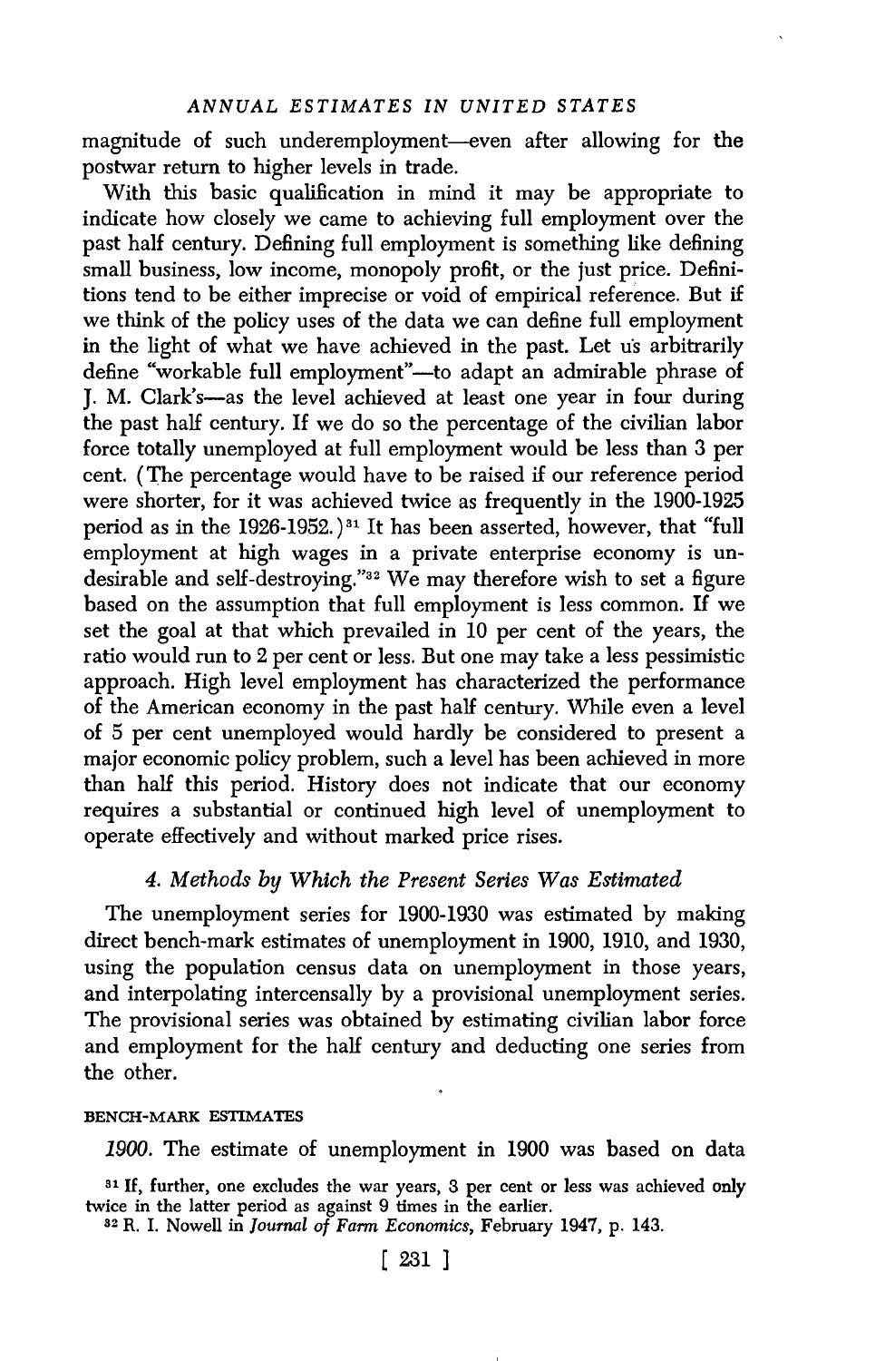magnitude of such underemployment—even after allowing for the postwar return to higher levels in trade.

With this basic qualification in mind it may be appropriate to indicate how closely we came to achieving full employment over the past half century. Defining full employment is something like defining small business, low income, monopoly profit, or the just price. Definitions tend to be either imprecise or void of empirical reference. But if we think of the policy uses of the data we can define full employment in the light of what we have achieved in the past. Let us arbitrarily define "workable full employment"—to adapt an admirable phrase of J. M. Clark's—as the level achieved at least one year in four during the past half century. If we do so the percentage of the civilian labor force totally unemployed at full employment would be less than 3 per cent. (The percentage would have to be raised if our reference period were shorter, for it was achieved twice as frequently in the 1900-1925 period as in the 1926-1952.)[31] It has been asserted, however, that "full employment at high wages in a private enterprise economy is undesirable and self-destroying."[32] We may therefore wish to set a figure based on the assumption that full employment is less common. If we set the goal at that which prevailed in 10 per cent of the years, the ratio would run to 2 per cent or less. But one may take a less pessimistic approach. High level employment has characterized the performance of the American economy in the past half century. While even a level of 5 per cent unemployed would hardly be considered to present a major economic policy problem, such a level has been achieved in more than half this period. History does not indicate that our economy requires a substantial or continued high level of unemployment to operate effectively and without marked price rises.

### 4. *Methods by Which the Present Series Was Estimated*

The unemployment series for 1900-1930 was estimated by making direct bench-mark estimates of unemployment in 1900, 1910, and 1930, using the population census data on unemployment in those years, and interpolating intercensally by a provisional unemployment series. The provisional series was obtained by estimating civilian labor force and employment for the half century and deducting one series from the other.

#### BENCH-MARK ESTIMATES

*1900.* The estimate of unemployment in 1900 was based on data

[31] If, further, one excludes the war years, 3 per cent or less was achieved only twice in the latter period as against 9 times in the earlier.

[32] R. I. Nowell in *Journal of Farm Economics*, February 1947, p. 143.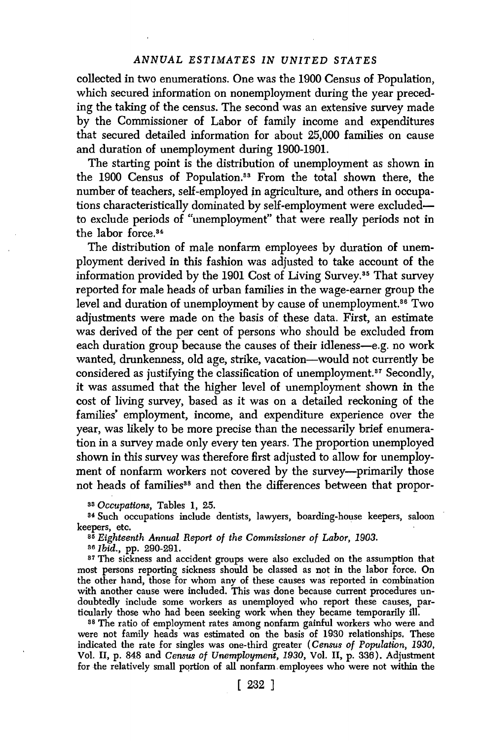collected in two enumerations. One was the 1900 Census of Population, which secured information on nonemployment during the year preceding the taking of the census. The second was an extensive survey made by the Commissioner of Labor of family income and expenditures that secured detailed information for about 25,000 families on cause and duration of unemployment during 1900-1901.

The starting point is the distribution of unemployment as shown in the 1900 Census of Population.[33] From the total shown there, the number of teachers, self-employed in agriculture, and others in occupations characteristically dominated by self-employment were excluded—to exclude periods of "unemployment" that were really periods not in the labor force.[34]

The distribution of male nonfarm employees by duration of unemployment derived in this fashion was adjusted to take account of the information provided by the 1901 Cost of Living Survey.[35] That survey reported for male heads of urban families in the wage-earner group the level and duration of unemployment by cause of unemployment.[36] Two adjustments were made on the basis of these data. First, an estimate was derived of the per cent of persons who should be excluded from each duration group because the causes of their idleness—e.g. no work wanted, drunkenness, old age, strike, vacation—would not currently be considered as justifying the classification of unemployment.[37] Secondly, it was assumed that the higher level of unemployment shown in the cost of living survey, based as it was on a detailed reckoning of the families' employment, income, and expenditure experience over the year, was likely to be more precise than the necessarily brief enumeration in a survey made only every ten years. The proportion unemployed shown in this survey was therefore first adjusted to allow for unemployment of nonfarm workers not covered by the survey—primarily those not heads of families[38] and then the differences between that propor-

[33] *Occupations*, Tables 1, 25.

[34] Such occupations include dentists, lawyers, boarding-house keepers, saloon keepers, etc.

[35] *Eighteenth Annual Report of the Commissioner of Labor, 1903.*

[36] *Ibid.*, pp. 290-291.

[37] The sickness and accident groups were also excluded on the assumption that most persons reporting sickness should be classed as not in the labor force. On the other hand, those for whom any of these causes was reported in combination with another cause were included. This was done because current procedures undoubtedly include some workers as unemployed who report these causes, particularly those who had been seeking work when they became temporarily ill.

[38] The ratio of employment rates among nonfarm gainful workers who were and were not family heads was estimated on the basis of 1930 relationships. These indicated the rate for singles was one-third greater (*Census of Population, 1930*, Vol. II, p. 848 and *Census of Unemployment, 1930*, Vol. II, p. 336). Adjustment for the relatively small portion of all nonfarm employees who were not within the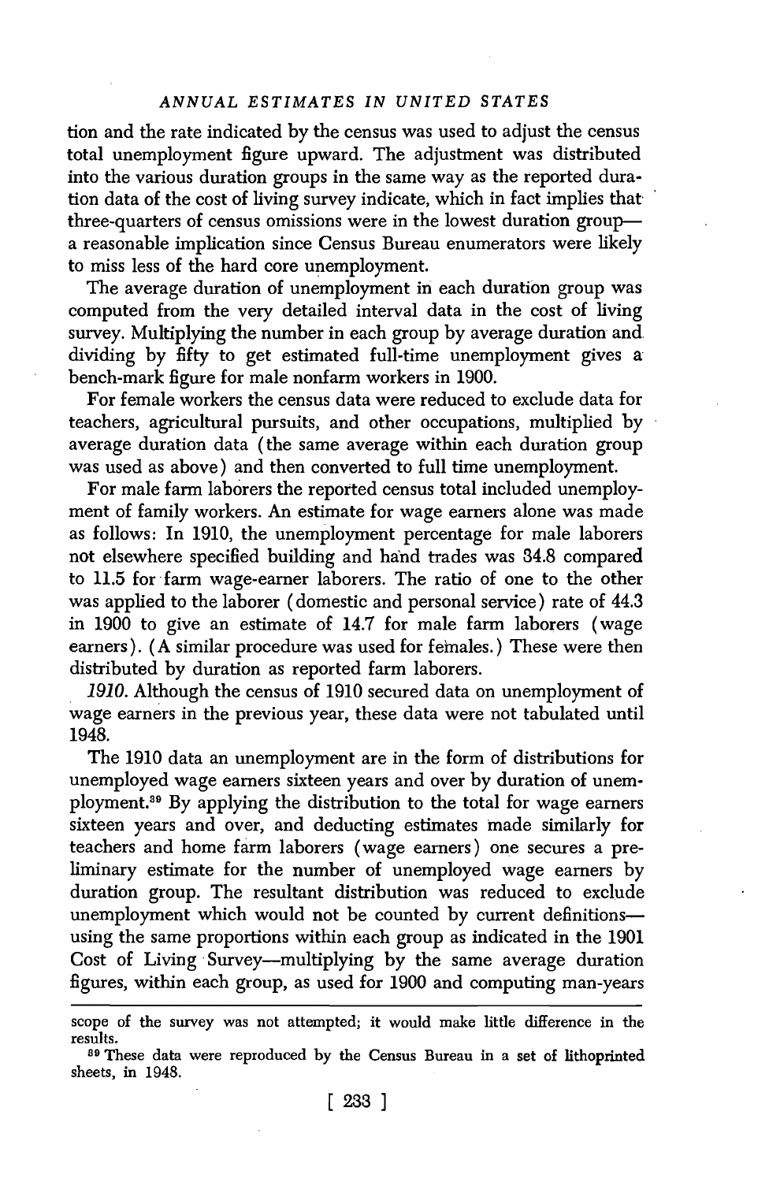tion and the rate indicated by the census was used to adjust the census total unemployment figure upward. The adjustment was distributed into the various duration groups in the same way as the reported duration data of the cost of living survey indicate, which in fact implies that three-quarters of census omissions were in the lowest duration group—a reasonable implication since Census Bureau enumerators were likely to miss less of the hard core unemployment.

The average duration of unemployment in each duration group was computed from the very detailed interval data in the cost of living survey. Multiplying the number in each group by average duration and dividing by fifty to get estimated full-time unemployment gives a bench-mark figure for male nonfarm workers in 1900.

For female workers the census data were reduced to exclude data for teachers, agricultural pursuits, and other occupations, multiplied by average duration data (the same average within each duration group was used as above) and then converted to full time unemployment.

For male farm laborers the reported census total included unemployment of family workers. An estimate for wage earners alone was made as follows: In 1910, the unemployment percentage for male laborers not elsewhere specified building and hand trades was 34.8 compared to 11.5 for farm wage-earner laborers. The ratio of one to the other was applied to the laborer (domestic and personal service) rate of 44.3 in 1900 to give an estimate of 14.7 for male farm laborers (wage earners). (A similar procedure was used for females.) These were then distributed by duration as reported farm laborers.

*1910.* Although the census of 1910 secured data on unemployment of wage earners in the previous year, these data were not tabulated until 1948.

The 1910 data an unemployment are in the form of distributions for unemployed wage earners sixteen years and over by duration of unemployment.[39] By applying the distribution to the total for wage earners sixteen years and over, and deducting estimates made similarly for teachers and home farm laborers (wage earners) one secures a preliminary estimate for the number of unemployed wage earners by duration group. The resultant distribution was reduced to exclude unemployment which would not be counted by current definitions—using the same proportions within each group as indicated in the 1901 Cost of Living Survey—multiplying by the same average duration figures, within each group, as used for 1900 and computing man-years

---

scope of the survey was not attempted; it would make little difference in the results.

[39] These data were reproduced by the Census Bureau in a set of lithoprinted sheets, in 1948.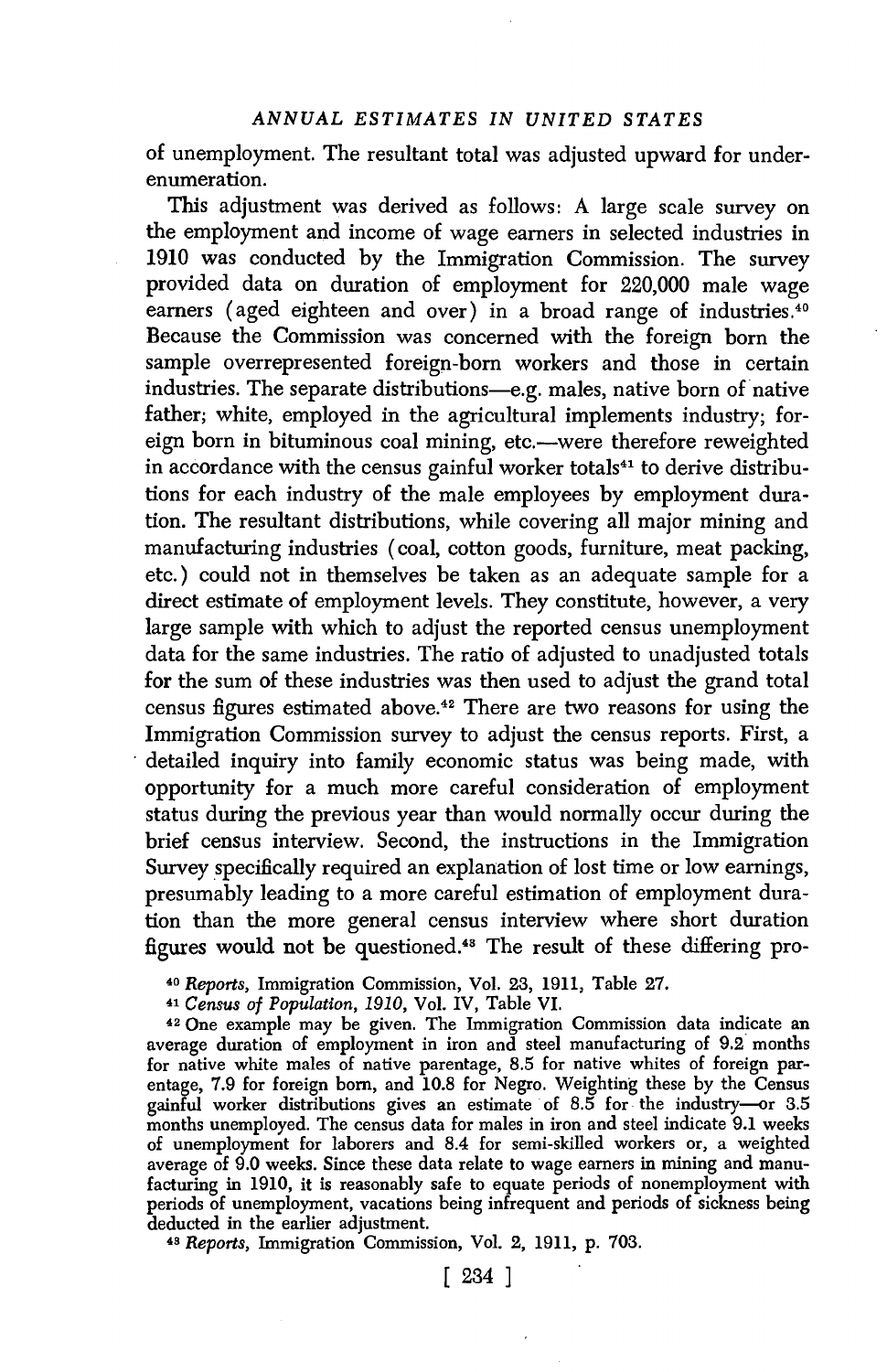of unemployment. The resultant total was adjusted upward for under-enumeration.

This adjustment was derived as follows: A large scale survey on the employment and income of wage earners in selected industries in 1910 was conducted by the Immigration Commission. The survey provided data on duration of employment for 220,000 male wage earners (aged eighteen and over) in a broad range of industries.[40] Because the Commission was concerned with the foreign born the sample overrepresented foreign-born workers and those in certain industries. The separate distributions—e.g. males, native born of native father; white, employed in the agricultural implements industry; foreign born in bituminous coal mining, etc.—were therefore reweighted in accordance with the census gainful worker totals[41] to derive distributions for each industry of the male employees by employment duration. The resultant distributions, while covering all major mining and manufacturing industries (coal, cotton goods, furniture, meat packing, etc.) could not in themselves be taken as an adequate sample for a direct estimate of employment levels. They constitute, however, a very large sample with which to adjust the reported census unemployment data for the same industries. The ratio of adjusted to unadjusted totals for the sum of these industries was then used to adjust the grand total census figures estimated above.[42] There are two reasons for using the Immigration Commission survey to adjust the census reports. First, a detailed inquiry into family economic status was being made, with opportunity for a much more careful consideration of employment status during the previous year than would normally occur during the brief census interview. Second, the instructions in the Immigration Survey specifically required an explanation of lost time or low earnings, presumably leading to a more careful estimation of employment duration than the more general census interview where short duration figures would not be questioned.[43] The result of these differing pro-

[40] *Reports*, Immigration Commission, Vol. 23, 1911, Table 27.

[41] *Census of Population, 1910*, Vol. IV, Table VI.

[42] One example may be given. The Immigration Commission data indicate an average duration of employment in iron and steel manufacturing of 9.2 months for native white males of native parentage, 8.5 for native whites of foreign parentage, 7.9 for foreign born, and 10.8 for Negro. Weighting these by the Census gainful worker distributions gives an estimate of 8.5 for the industry—or 3.5 months unemployed. The census data for males in iron and steel indicate 9.1 weeks of unemployment for laborers and 8.4 for semi-skilled workers or, a weighted average of 9.0 weeks. Since these data relate to wage earners in mining and manufacturing in 1910, it is reasonably safe to equate periods of nonemployment with periods of unemployment, vacations being infrequent and periods of sickness being deducted in the earlier adjustment.

[43] *Reports*, Immigration Commission, Vol. 2, 1911, p. 703.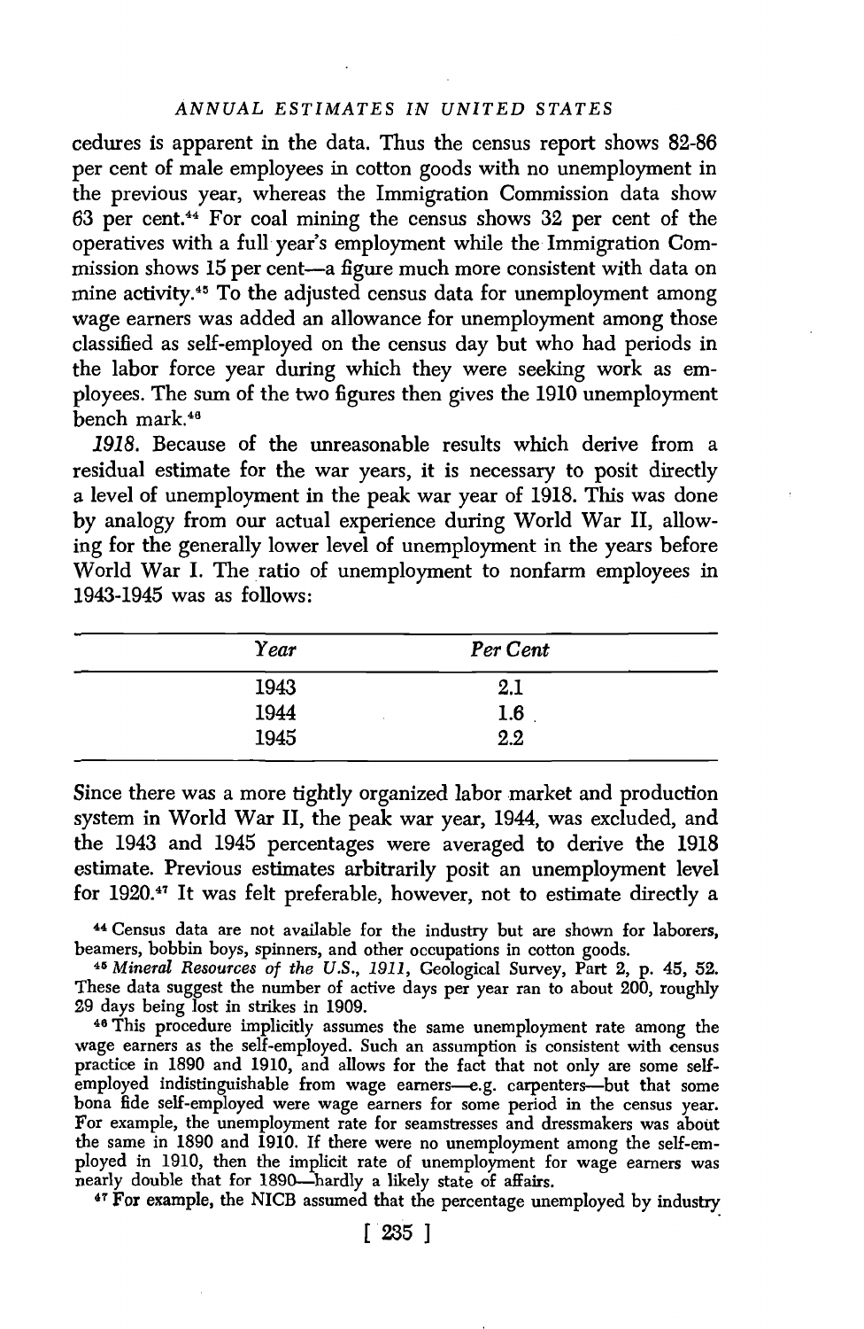cedures is apparent in the data. Thus the census report shows 82-86 per cent of male employees in cotton goods with no unemployment in the previous year, whereas the Immigration Commission data show 63 per cent.[44] For coal mining the census shows 32 per cent of the operatives with a full year's employment while the Immigration Commission shows 15 per cent—a figure much more consistent with data on mine activity.[45] To the adjusted census data for unemployment among wage earners was added an allowance for unemployment among those classified as self-employed on the census day but who had periods in the labor force year during which they were seeking work as employees. The sum of the two figures then gives the 1910 unemployment bench mark.[46]

*1918.* Because of the unreasonable results which derive from a residual estimate for the war years, it is necessary to posit directly a level of unemployment in the peak war year of 1918. This was done by analogy from our actual experience during World War II, allowing for the generally lower level of unemployment in the years before World War I. The ratio of unemployment to nonfarm employees in 1943-1945 was as follows:

| *Year* | *Per Cent* |
|---|---|
| 1943 | 2.1 |
| 1944 | 1.6 |
| 1945 | 2.2 |

Since there was a more tightly organized labor market and production system in World War II, the peak war year, 1944, was excluded, and the 1943 and 1945 percentages were averaged to derive the 1918 estimate. Previous estimates arbitrarily posit an unemployment level for 1920.[47] It was felt preferable, however, not to estimate directly a

[44] Census data are not available for the industry but are shown for laborers, beamers, bobbin boys, spinners, and other occupations in cotton goods.

[45] *Mineral Resources of the U.S., 1911*, Geological Survey, Part 2, p. 45, 52. These data suggest the number of active days per year ran to about 200, roughly 29 days being lost in strikes in 1909.

[46] This procedure implicitly assumes the same unemployment rate among the wage earners as the self-employed. Such an assumption is consistent with census practice in 1890 and 1910, and allows for the fact that not only are some self-employed indistinguishable from wage earners—e.g. carpenters—but that some bona fide self-employed were wage earners for some period in the census year. For example, the unemployment rate for seamstresses and dressmakers was about the same in 1890 and 1910. If there were no unemployment among the self-employed in 1910, then the implicit rate of unemployment for wage earners was nearly double that for 1890—hardly a likely state of affairs.

[47] For example, the NICB assumed that the percentage unemployed by industry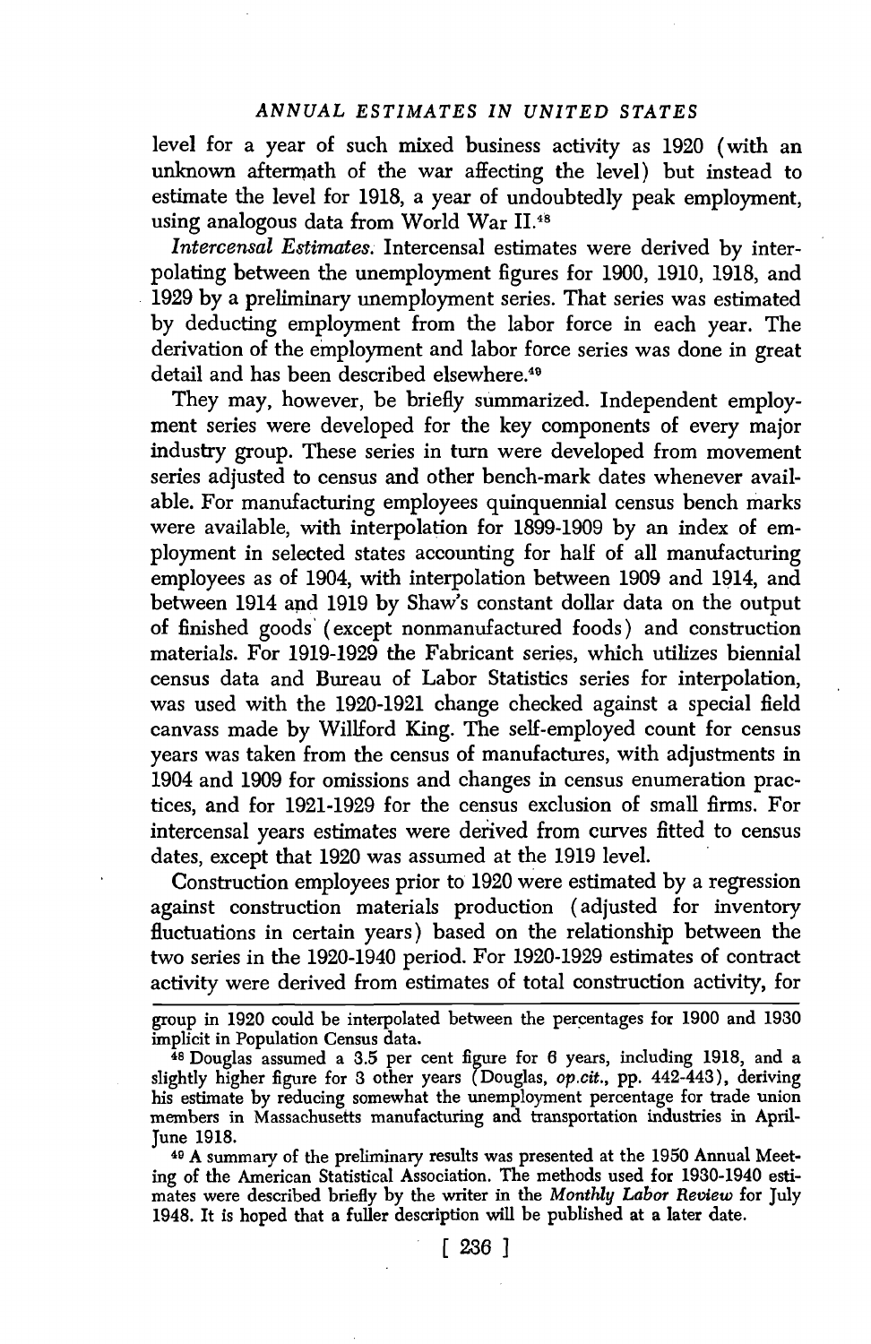level for a year of such mixed business activity as 1920 (with an unknown aftermath of the war affecting the level) but instead to estimate the level for 1918, a year of undoubtedly peak employment, using analogous data from World War II.[48]

*Intercensal Estimates.* Intercensal estimates were derived by interpolating between the unemployment figures for 1900, 1910, 1918, and 1929 by a preliminary unemployment series. That series was estimated by deducting employment from the labor force in each year. The derivation of the employment and labor force series was done in great detail and has been described elsewhere.[49]

They may, however, be briefly summarized. Independent employment series were developed for the key components of every major industry group. These series in turn were developed from movement series adjusted to census and other bench-mark dates whenever available. For manufacturing employees quinquennial census bench marks were available, with interpolation for 1899-1909 by an index of employment in selected states accounting for half of all manufacturing employees as of 1904, with interpolation between 1909 and 1914, and between 1914 and 1919 by Shaw's constant dollar data on the output of finished goods (except nonmanufactured foods) and construction materials. For 1919-1929 the Fabricant series, which utilizes biennial census data and Bureau of Labor Statistics series for interpolation, was used with the 1920-1921 change checked against a special field canvass made by Willford King. The self-employed count for census years was taken from the census of manufactures, with adjustments in 1904 and 1909 for omissions and changes in census enumeration practices, and for 1921-1929 for the census exclusion of small firms. For intercensal years estimates were derived from curves fitted to census dates, except that 1920 was assumed at the 1919 level.

Construction employees prior to 1920 were estimated by a regression against construction materials production (adjusted for inventory fluctuations in certain years) based on the relationship between the two series in the 1920-1940 period. For 1920-1929 estimates of contract activity were derived from estimates of total construction activity, for

---

group in 1920 could be interpolated between the percentages for 1900 and 1930 implicit in Population Census data.

[48] Douglas assumed a 3.5 per cent figure for 6 years, including 1918, and a slightly higher figure for 3 other years (Douglas, *op.cit.*, pp. 442-443), deriving his estimate by reducing somewhat the unemployment percentage for trade union members in Massachusetts manufacturing and transportation industries in April-June 1918.

[49] A summary of the preliminary results was presented at the 1950 Annual Meeting of the American Statistical Association. The methods used for 1930-1940 estimates were described briefly by the writer in the *Monthly Labor Review* for July 1948. It is hoped that a fuller description will be published at a later date.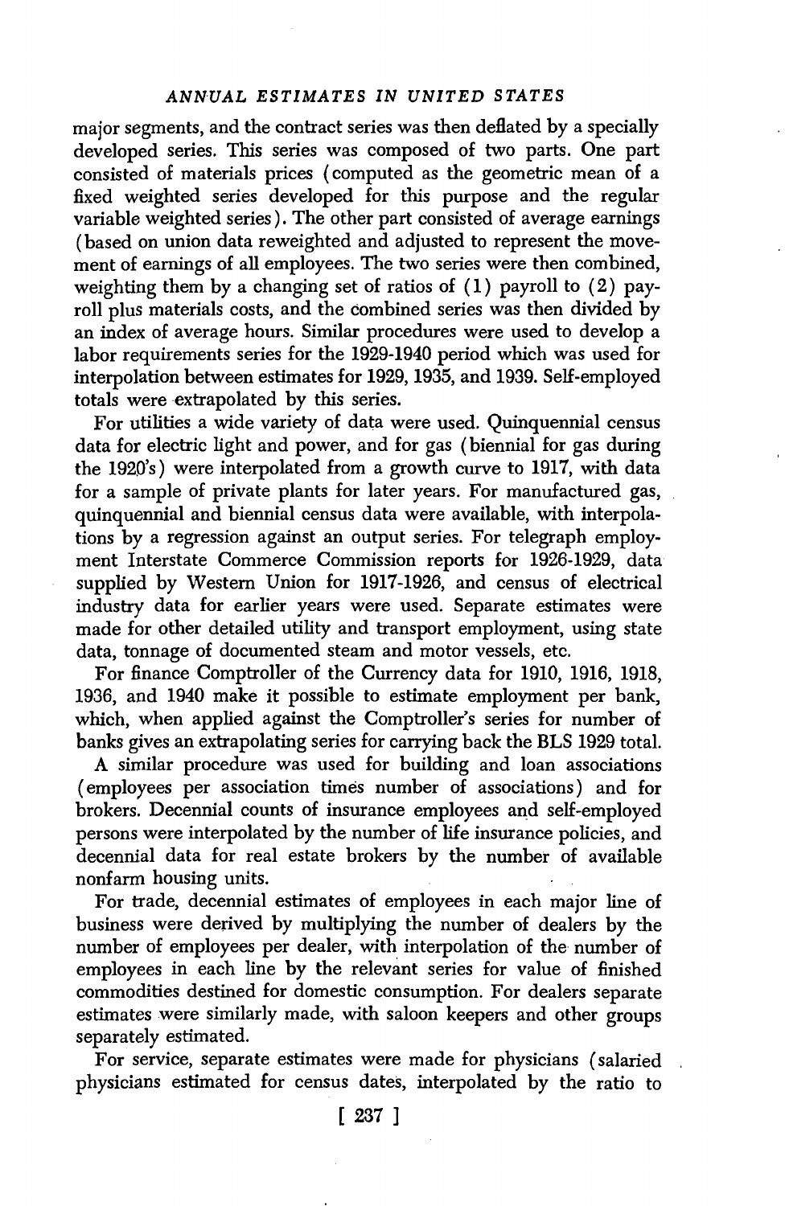major segments, and the contract series was then deflated by a specially developed series. This series was composed of two parts. One part consisted of materials prices (computed as the geometric mean of a fixed weighted series developed for this purpose and the regular variable weighted series). The other part consisted of average earnings (based on union data reweighted and adjusted to represent the movement of earnings of all employees. The two series were then combined, weighting them by a changing set of ratios of (1) payroll to (2) payroll plus materials costs, and the combined series was then divided by an index of average hours. Similar procedures were used to develop a labor requirements series for the 1929-1940 period which was used for interpolation between estimates for 1929, 1935, and 1939. Self-employed totals were extrapolated by this series.

For utilities a wide variety of data were used. Quinquennial census data for electric light and power, and for gas (biennial for gas during the 1920's) were interpolated from a growth curve to 1917, with data for a sample of private plants for later years. For manufactured gas, quinquennial and biennial census data were available, with interpolations by a regression against an output series. For telegraph employment Interstate Commerce Commission reports for 1926-1929, data supplied by Western Union for 1917-1926, and census of electrical industry data for earlier years were used. Separate estimates were made for other detailed utility and transport employment, using state data, tonnage of documented steam and motor vessels, etc.

For finance Comptroller of the Currency data for 1910, 1916, 1918, 1936, and 1940 make it possible to estimate employment per bank, which, when applied against the Comptroller's series for number of banks gives an extrapolating series for carrying back the BLS 1929 total.

A similar procedure was used for building and loan associations (employees per association times number of associations) and for brokers. Decennial counts of insurance employees and self-employed persons were interpolated by the number of life insurance policies, and decennial data for real estate brokers by the number of available nonfarm housing units.

For trade, decennial estimates of employees in each major line of business were derived by multiplying the number of dealers by the number of employees per dealer, with interpolation of the number of employees in each line by the relevant series for value of finished commodities destined for domestic consumption. For dealers separate estimates were similarly made, with saloon keepers and other groups separately estimated.

For service, separate estimates were made for physicians (salaried physicians estimated for census dates, interpolated by the ratio to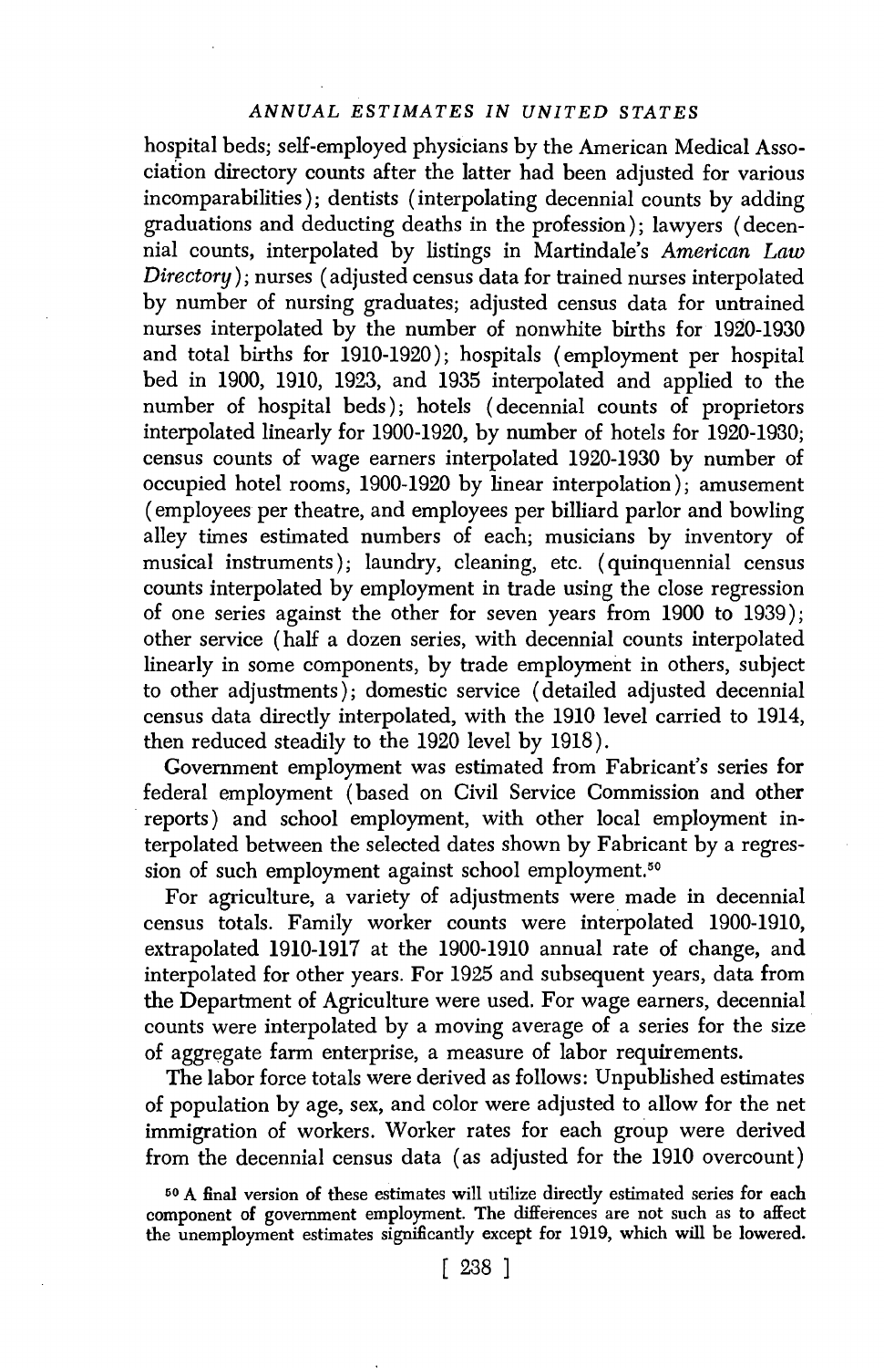hospital beds; self-employed physicians by the American Medical Association directory counts after the latter had been adjusted for various incomparabilities); dentists (interpolating decennial counts by adding graduations and deducting deaths in the profession); lawyers (decennial counts, interpolated by listings in Martindale's *American Law Directory*); nurses (adjusted census data for trained nurses interpolated by number of nursing graduates; adjusted census data for untrained nurses interpolated by the number of nonwhite births for 1920-1930 and total births for 1910-1920); hospitals (employment per hospital bed in 1900, 1910, 1923, and 1935 interpolated and applied to the number of hospital beds); hotels (decennial counts of proprietors interpolated linearly for 1900-1920, by number of hotels for 1920-1930; census counts of wage earners interpolated 1920-1930 by number of occupied hotel rooms, 1900-1920 by linear interpolation); amusement (employees per theatre, and employees per billiard parlor and bowling alley times estimated numbers of each; musicians by inventory of musical instruments); laundry, cleaning, etc. (quinquennial census counts interpolated by employment in trade using the close regression of one series against the other for seven years from 1900 to 1939); other service (half a dozen series, with decennial counts interpolated linearly in some components, by trade employment in others, subject to other adjustments); domestic service (detailed adjusted decennial census data directly interpolated, with the 1910 level carried to 1914, then reduced steadily to the 1920 level by 1918).

Government employment was estimated from Fabricant's series for federal employment (based on Civil Service Commission and other reports) and school employment, with other local employment interpolated between the selected dates shown by Fabricant by a regression of such employment against school employment.[50]

For agriculture, a variety of adjustments were made in decennial census totals. Family worker counts were interpolated 1900-1910, extrapolated 1910-1917 at the 1900-1910 annual rate of change, and interpolated for other years. For 1925 and subsequent years, data from the Department of Agriculture were used. For wage earners, decennial counts were interpolated by a moving average of a series for the size of aggregate farm enterprise, a measure of labor requirements.

The labor force totals were derived as follows: Unpublished estimates of population by age, sex, and color were adjusted to allow for the net immigration of workers. Worker rates for each group were derived from the decennial census data (as adjusted for the 1910 overcount)

[50] A final version of these estimates will utilize directly estimated series for each component of government employment. The differences are not such as to affect the unemployment estimates significantly except for 1919, which will be lowered.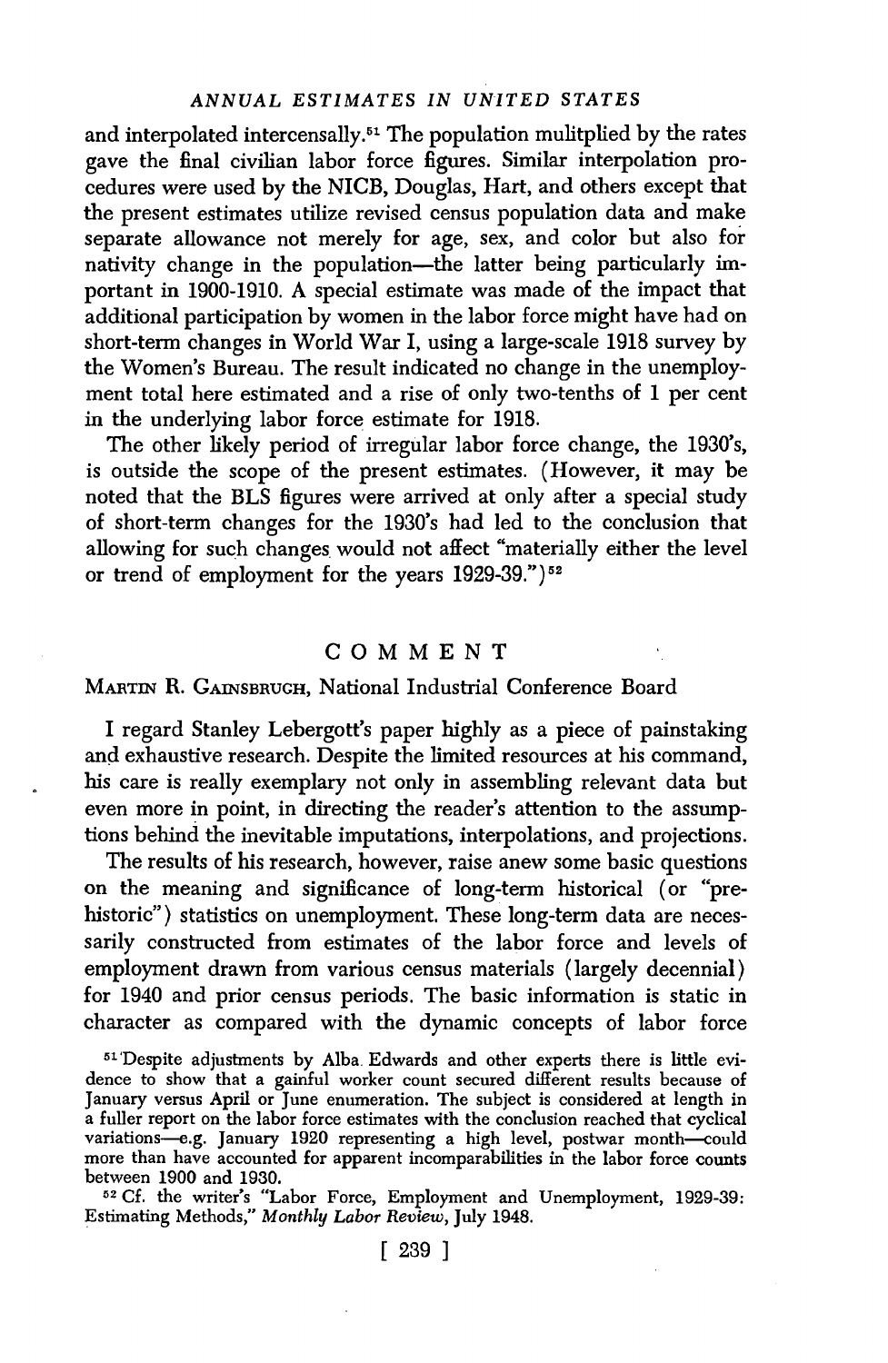and interpolated intercensally.[51] The population mulitplied by the rates gave the final civilian labor force figures. Similar interpolation procedures were used by the NICB, Douglas, Hart, and others except that the present estimates utilize revised census population data and make separate allowance not merely for age, sex, and color but also for nativity change in the population—the latter being particularly important in 1900-1910. A special estimate was made of the impact that additional participation by women in the labor force might have had on short-term changes in World War I, using a large-scale 1918 survey by the Women's Bureau. The result indicated no change in the unemployment total here estimated and a rise of only two-tenths of 1 per cent in the underlying labor force estimate for 1918.

The other likely period of irregular labor force change, the 1930's, is outside the scope of the present estimates. (However, it may be noted that the BLS figures were arrived at only after a special study of short-term changes for the 1930's had led to the conclusion that allowing for such changes would not affect "materially either the level or trend of employment for the years 1929-39.")[52]

## COMMENT

MARTIN R. GAINSBRUGH, National Industrial Conference Board

I regard Stanley Lebergott's paper highly as a piece of painstaking and exhaustive research. Despite the limited resources at his command, his care is really exemplary not only in assembling relevant data but even more in point, in directing the reader's attention to the assumptions behind the inevitable imputations, interpolations, and projections.

The results of his research, however, raise anew some basic questions on the meaning and significance of long-term historical (or "prehistoric") statistics on unemployment. These long-term data are necessarily constructed from estimates of the labor force and levels of employment drawn from various census materials (largely decennial) for 1940 and prior census periods. The basic information is static in character as compared with the dynamic concepts of labor force

[51] Despite adjustments by Alba Edwards and other experts there is little evidence to show that a gainful worker count secured different results because of January versus April or June enumeration. The subject is considered at length in a fuller report on the labor force estimates with the conclusion reached that cyclical variations—e.g. January 1920 representing a high level, postwar month—could more than have accounted for apparent incomparabilities in the labor force counts between 1900 and 1930.

[52] Cf. the writer's "Labor Force, Employment and Unemployment, 1929-39: Estimating Methods," *Monthly Labor Review*, July 1948.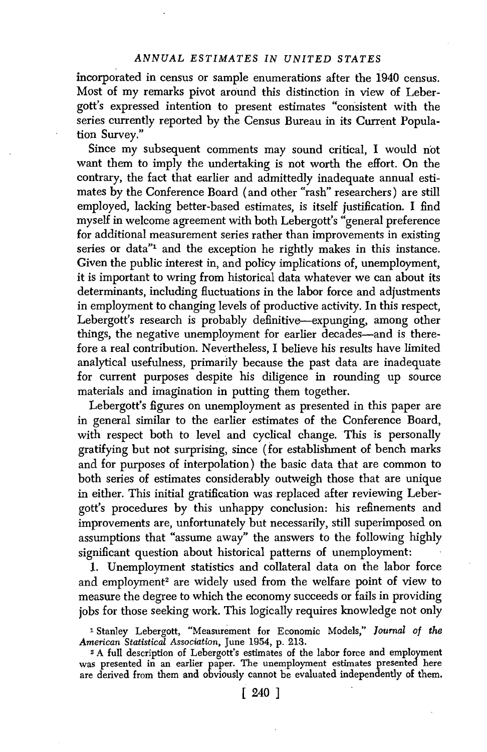incorporated in census or sample enumerations after the 1940 census. Most of my remarks pivot around this distinction in view of Lebergott's expressed intention to present estimates "consistent with the series currently reported by the Census Bureau in its Current Population Survey."

Since my subsequent comments may sound critical, I would not want them to imply the undertaking is not worth the effort. On the contrary, the fact that earlier and admittedly inadequate annual estimates by the Conference Board (and other "rash" researchers) are still employed, lacking better-based estimates, is itself justification. I find myself in welcome agreement with both Lebergott's "general preference for additional measurement series rather than improvements in existing series or data"[1] and the exception he rightly makes in this instance. Given the public interest in, and policy implications of, unemployment, it is important to wring from historical data whatever we can about its determinants, including fluctuations in the labor force and adjustments in employment to changing levels of productive activity. In this respect, Lebergott's research is probably definitive—expunging, among other things, the negative unemployment for earlier decades—and is therefore a real contribution. Nevertheless, I believe his results have limited analytical usefulness, primarily because the past data are inadequate for current purposes despite his diligence in rounding up source materials and imagination in putting them together.

Lebergott's figures on unemployment as presented in this paper are in general similar to the earlier estimates of the Conference Board, with respect both to level and cyclical change. This is personally gratifying but not surprising, since (for establishment of bench marks and for purposes of interpolation) the basic data that are common to both series of estimates considerably outweigh those that are unique in either. This initial gratification was replaced after reviewing Lebergott's procedures by this unhappy conclusion: his refinements and improvements are, unfortunately but necessarily, still superimposed on assumptions that "assume away" the answers to the following highly significant question about historical patterns of unemployment:

1. Unemployment statistics and collateral data on the labor force and employment[2] are widely used from the welfare point of view to measure the degree to which the economy succeeds or fails in providing jobs for those seeking work. This logically requires knowledge not only

[1] Stanley Lebergott, "Measurement for Economic Models," *Journal of the American Statistical Association*, June 1954, p. 213.

[2] A full description of Lebergott's estimates of the labor force and employment was presented in an earlier paper. The unemployment estimates presented here are derived from them and obviously cannot be evaluated independently of them.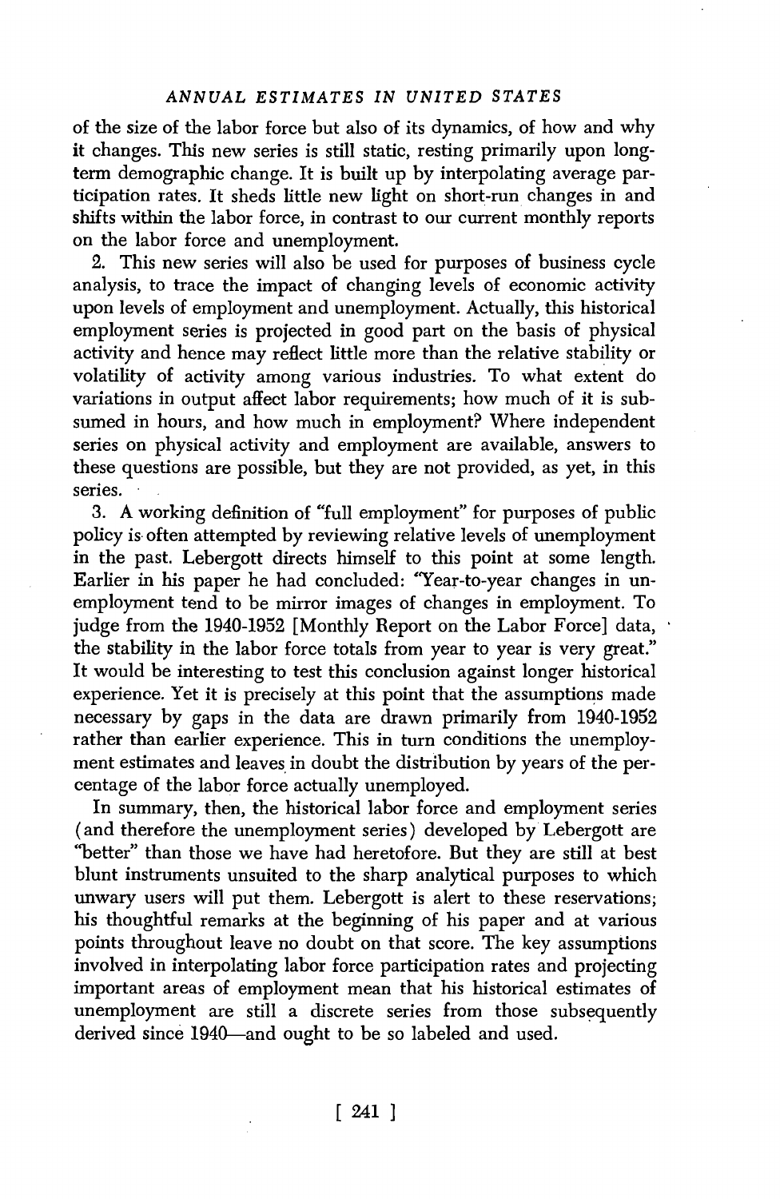of the size of the labor force but also of its dynamics, of how and why it changes. This new series is still static, resting primarily upon long-term demographic change. It is built up by interpolating average participation rates. It sheds little new light on short-run changes in and shifts within the labor force, in contrast to our current monthly reports on the labor force and unemployment.

2. This new series will also be used for purposes of business cycle analysis, to trace the impact of changing levels of economic activity upon levels of employment and unemployment. Actually, this historical employment series is projected in good part on the basis of physical activity and hence may reflect little more than the relative stability or volatility of activity among various industries. To what extent do variations in output affect labor requirements; how much of it is subsumed in hours, and how much in employment? Where independent series on physical activity and employment are available, answers to these questions are possible, but they are not provided, as yet, in this series.

3. A working definition of "full employment" for purposes of public policy is often attempted by reviewing relative levels of unemployment in the past. Lebergott directs himself to this point at some length. Earlier in his paper he had concluded: "Year-to-year changes in unemployment tend to be mirror images of changes in employment. To judge from the 1940-1952 [Monthly Report on the Labor Force] data, the stability in the labor force totals from year to year is very great." It would be interesting to test this conclusion against longer historical experience. Yet it is precisely at this point that the assumptions made necessary by gaps in the data are drawn primarily from 1940-1952 rather than earlier experience. This in turn conditions the unemployment estimates and leaves in doubt the distribution by years of the percentage of the labor force actually unemployed.

In summary, then, the historical labor force and employment series (and therefore the unemployment series) developed by Lebergott are "better" than those we have had heretofore. But they are still at best blunt instruments unsuited to the sharp analytical purposes to which unwary users will put them. Lebergott is alert to these reservations; his thoughtful remarks at the beginning of his paper and at various points throughout leave no doubt on that score. The key assumptions involved in interpolating labor force participation rates and projecting important areas of employment mean that his historical estimates of unemployment are still a discrete series from those subsequently derived since 1940—and ought to be so labeled and used.